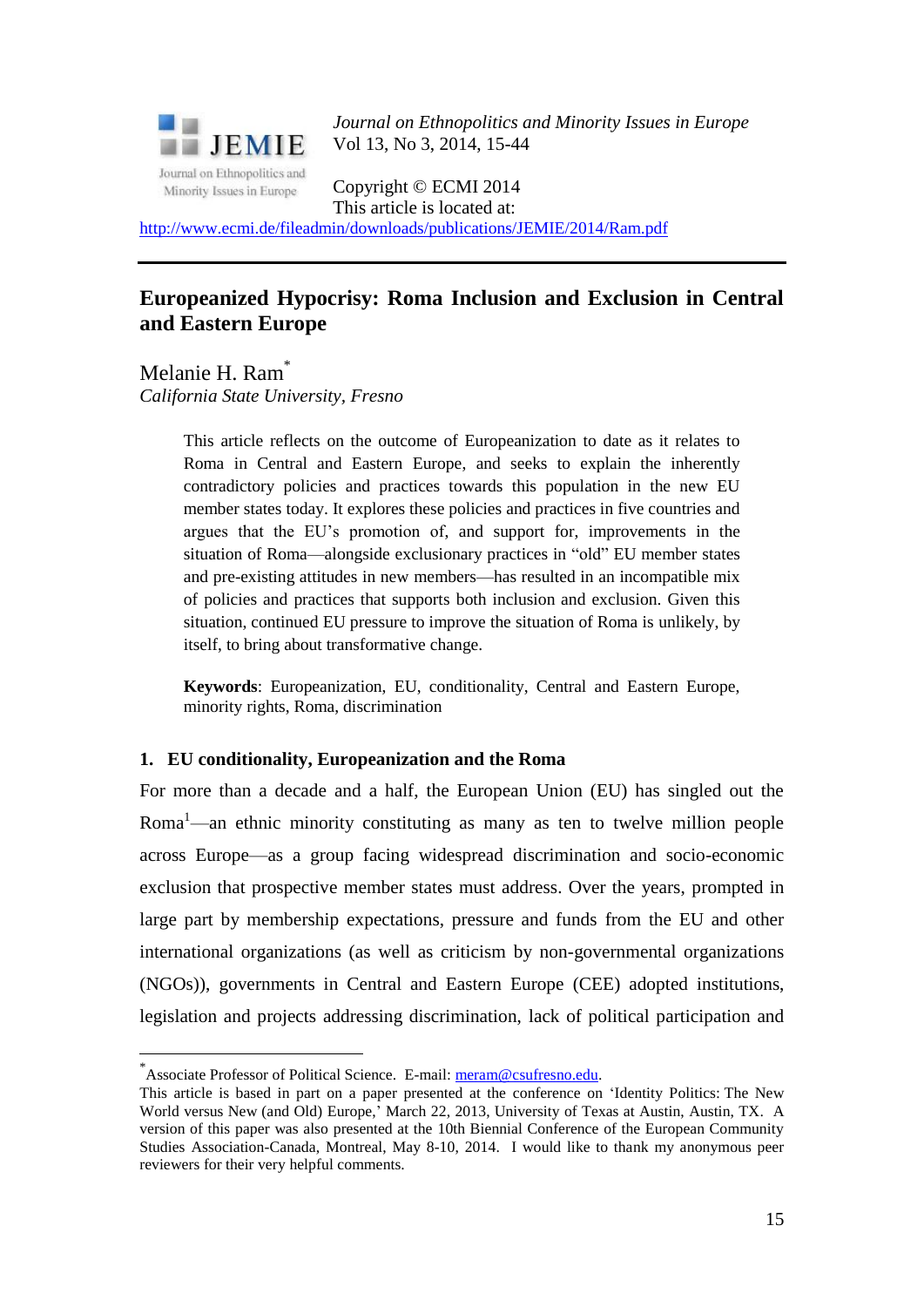*Journal on Ethnopolitics and Minority Issues in Europe*
Vol 13, No 3, 2014, 15-44

Copyright © ECMI 2014
This article is located at:
http://www.ecmi.de/fileadmin/downloads/publications/JEMIE/2014/Ram.pdf

---

# Europeanized Hypocrisy: Roma Inclusion and Exclusion in Central and Eastern Europe

Melanie H. Ram*
*California State University, Fresno*

> This article reflects on the outcome of Europeanization to date as it relates to Roma in Central and Eastern Europe, and seeks to explain the inherently contradictory policies and practices towards this population in the new EU member states today. It explores these policies and practices in five countries and argues that the EU's promotion of, and support for, improvements in the situation of Roma—alongside exclusionary practices in "old" EU member states and pre-existing attitudes in new members—has resulted in an incompatible mix of policies and practices that supports both inclusion and exclusion. Given this situation, continued EU pressure to improve the situation of Roma is unlikely, by itself, to bring about transformative change.
>
> **Keywords**: Europeanization, EU, conditionality, Central and Eastern Europe, minority rights, Roma, discrimination

## 1. EU conditionality, Europeanization and the Roma

For more than a decade and a half, the European Union (EU) has singled out the Roma[1]—an ethnic minority constituting as many as ten to twelve million people across Europe—as a group facing widespread discrimination and socio-economic exclusion that prospective member states must address. Over the years, prompted in large part by membership expectations, pressure and funds from the EU and other international organizations (as well as criticism by non-governmental organizations (NGOs)), governments in Central and Eastern Europe (CEE) adopted institutions, legislation and projects addressing discrimination, lack of political participation and

---

\* Associate Professor of Political Science. E-mail: meram@csufresno.edu.
This article is based in part on a paper presented at the conference on 'Identity Politics: The New World versus New (and Old) Europe,' March 22, 2013, University of Texas at Austin, Austin, TX. A version of this paper was also presented at the 10th Biennial Conference of the European Community Studies Association-Canada, Montreal, May 8-10, 2014. I would like to thank my anonymous peer reviewers for their very helpful comments.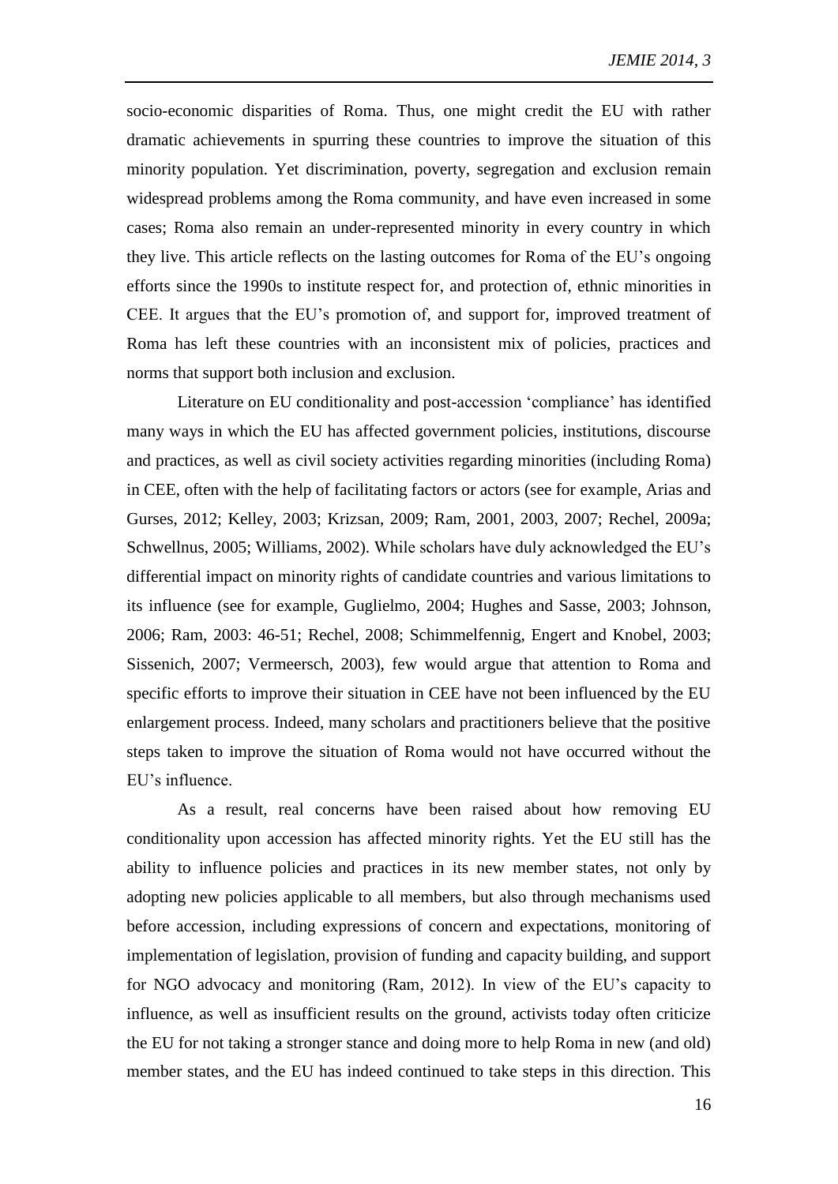socio-economic disparities of Roma. Thus, one might credit the EU with rather dramatic achievements in spurring these countries to improve the situation of this minority population. Yet discrimination, poverty, segregation and exclusion remain widespread problems among the Roma community, and have even increased in some cases; Roma also remain an under-represented minority in every country in which they live. This article reflects on the lasting outcomes for Roma of the EU's ongoing efforts since the 1990s to institute respect for, and protection of, ethnic minorities in CEE. It argues that the EU's promotion of, and support for, improved treatment of Roma has left these countries with an inconsistent mix of policies, practices and norms that support both inclusion and exclusion.

Literature on EU conditionality and post-accession 'compliance' has identified many ways in which the EU has affected government policies, institutions, discourse and practices, as well as civil society activities regarding minorities (including Roma) in CEE, often with the help of facilitating factors or actors (see for example, Arias and Gurses, 2012; Kelley, 2003; Krizsan, 2009; Ram, 2001, 2003, 2007; Rechel, 2009a; Schwellnus, 2005; Williams, 2002). While scholars have duly acknowledged the EU's differential impact on minority rights of candidate countries and various limitations to its influence (see for example, Guglielmo, 2004; Hughes and Sasse, 2003; Johnson, 2006; Ram, 2003: 46-51; Rechel, 2008; Schimmelfennig, Engert and Knobel, 2003; Sissenich, 2007; Vermeersch, 2003), few would argue that attention to Roma and specific efforts to improve their situation in CEE have not been influenced by the EU enlargement process. Indeed, many scholars and practitioners believe that the positive steps taken to improve the situation of Roma would not have occurred without the EU's influence.

As a result, real concerns have been raised about how removing EU conditionality upon accession has affected minority rights. Yet the EU still has the ability to influence policies and practices in its new member states, not only by adopting new policies applicable to all members, but also through mechanisms used before accession, including expressions of concern and expectations, monitoring of implementation of legislation, provision of funding and capacity building, and support for NGO advocacy and monitoring (Ram, 2012). In view of the EU's capacity to influence, as well as insufficient results on the ground, activists today often criticize the EU for not taking a stronger stance and doing more to help Roma in new (and old) member states, and the EU has indeed continued to take steps in this direction. This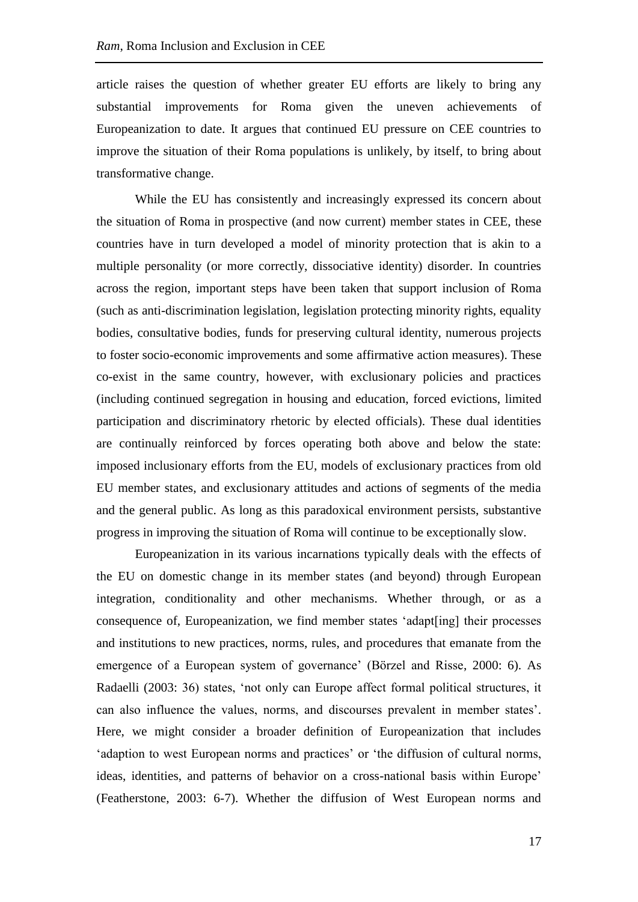article raises the question of whether greater EU efforts are likely to bring any substantial improvements for Roma given the uneven achievements of Europeanization to date. It argues that continued EU pressure on CEE countries to improve the situation of their Roma populations is unlikely, by itself, to bring about transformative change.

While the EU has consistently and increasingly expressed its concern about the situation of Roma in prospective (and now current) member states in CEE, these countries have in turn developed a model of minority protection that is akin to a multiple personality (or more correctly, dissociative identity) disorder. In countries across the region, important steps have been taken that support inclusion of Roma (such as anti-discrimination legislation, legislation protecting minority rights, equality bodies, consultative bodies, funds for preserving cultural identity, numerous projects to foster socio-economic improvements and some affirmative action measures). These co-exist in the same country, however, with exclusionary policies and practices (including continued segregation in housing and education, forced evictions, limited participation and discriminatory rhetoric by elected officials). These dual identities are continually reinforced by forces operating both above and below the state: imposed inclusionary efforts from the EU, models of exclusionary practices from old EU member states, and exclusionary attitudes and actions of segments of the media and the general public. As long as this paradoxical environment persists, substantive progress in improving the situation of Roma will continue to be exceptionally slow.

Europeanization in its various incarnations typically deals with the effects of the EU on domestic change in its member states (and beyond) through European integration, conditionality and other mechanisms. Whether through, or as a consequence of, Europeanization, we find member states 'adapt[ing] their processes and institutions to new practices, norms, rules, and procedures that emanate from the emergence of a European system of governance' (Börzel and Risse, 2000: 6). As Radaelli (2003: 36) states, 'not only can Europe affect formal political structures, it can also influence the values, norms, and discourses prevalent in member states'. Here, we might consider a broader definition of Europeanization that includes 'adaption to west European norms and practices' or 'the diffusion of cultural norms, ideas, identities, and patterns of behavior on a cross-national basis within Europe' (Featherstone, 2003: 6-7). Whether the diffusion of West European norms and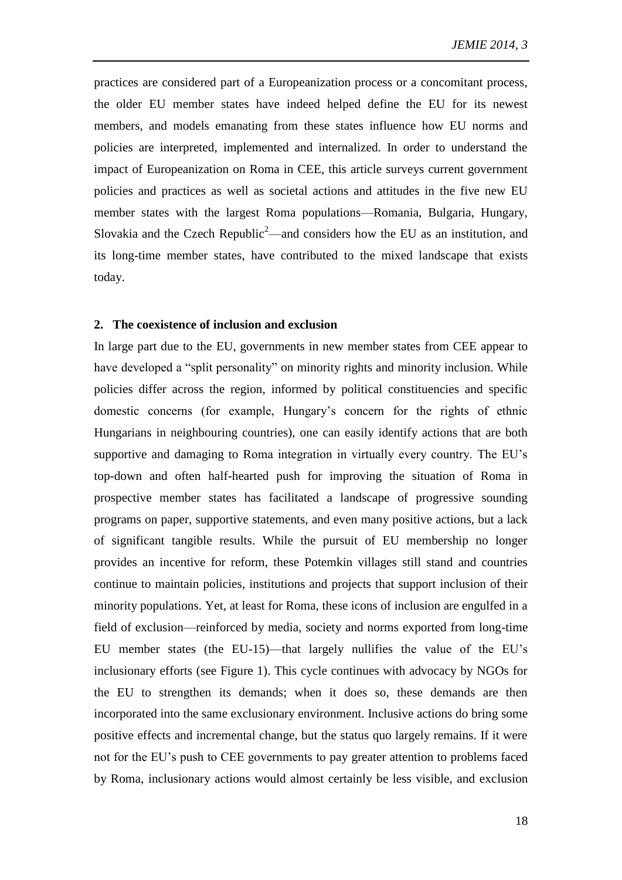practices are considered part of a Europeanization process or a concomitant process, the older EU member states have indeed helped define the EU for its newest members, and models emanating from these states influence how EU norms and policies are interpreted, implemented and internalized. In order to understand the impact of Europeanization on Roma in CEE, this article surveys current government policies and practices as well as societal actions and attitudes in the five new EU member states with the largest Roma populations—Romania, Bulgaria, Hungary, Slovakia and the Czech Republic[2]—and considers how the EU as an institution, and its long-time member states, have contributed to the mixed landscape that exists today.

## 2. The coexistence of inclusion and exclusion

In large part due to the EU, governments in new member states from CEE appear to have developed a "split personality" on minority rights and minority inclusion. While policies differ across the region, informed by political constituencies and specific domestic concerns (for example, Hungary's concern for the rights of ethnic Hungarians in neighbouring countries), one can easily identify actions that are both supportive and damaging to Roma integration in virtually every country. The EU's top-down and often half-hearted push for improving the situation of Roma in prospective member states has facilitated a landscape of progressive sounding programs on paper, supportive statements, and even many positive actions, but a lack of significant tangible results. While the pursuit of EU membership no longer provides an incentive for reform, these Potemkin villages still stand and countries continue to maintain policies, institutions and projects that support inclusion of their minority populations. Yet, at least for Roma, these icons of inclusion are engulfed in a field of exclusion—reinforced by media, society and norms exported from long-time EU member states (the EU-15)—that largely nullifies the value of the EU's inclusionary efforts (see Figure 1). This cycle continues with advocacy by NGOs for the EU to strengthen its demands; when it does so, these demands are then incorporated into the same exclusionary environment. Inclusive actions do bring some positive effects and incremental change, but the status quo largely remains. If it were not for the EU's push to CEE governments to pay greater attention to problems faced by Roma, inclusionary actions would almost certainly be less visible, and exclusion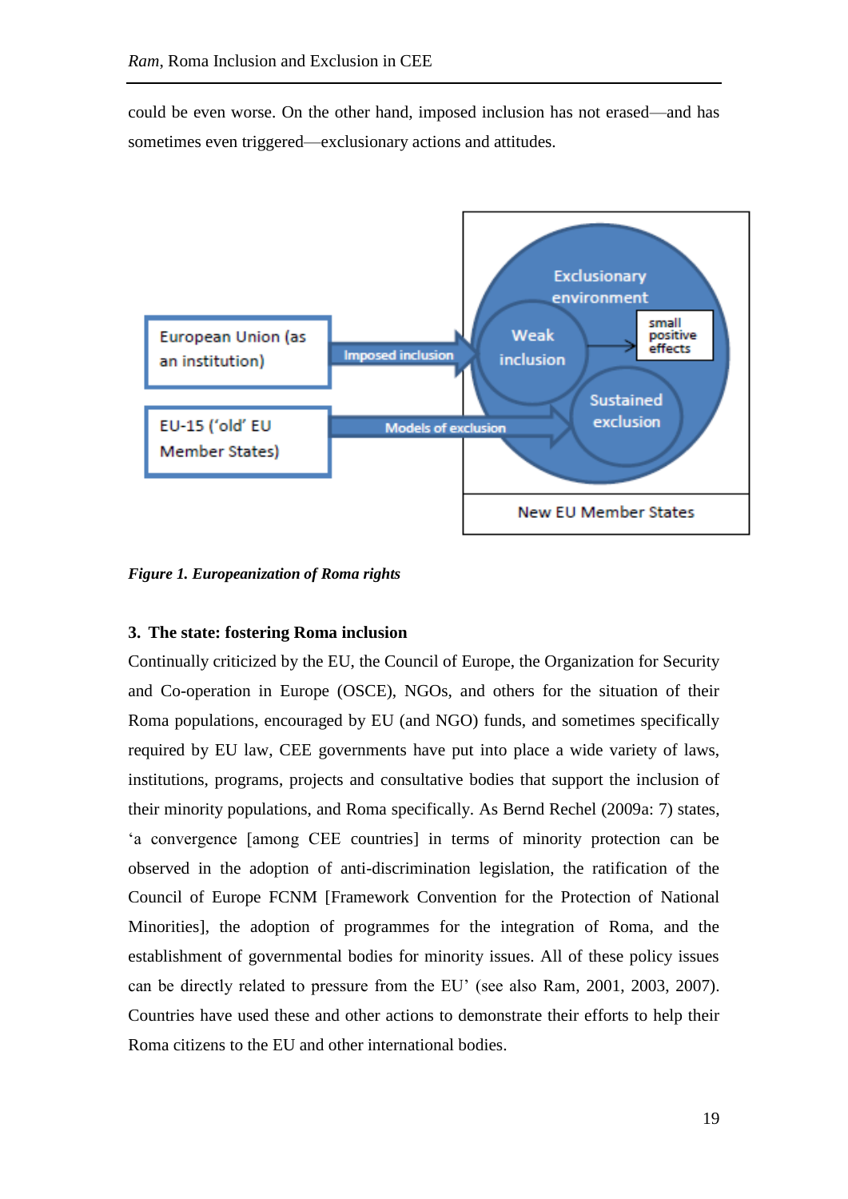could be even worse. On the other hand, imposed inclusion has not erased—and has sometimes even triggered—exclusionary actions and attitudes.

European Union (as an institution)

Imposed inclusion

EU-15 ('old' EU Member States)

Models of exclusion

Exclusionary environment

Weak inclusion

small positive effects

Sustained exclusion

New EU Member States

***Figure 1. Europeanization of Roma rights***

### 3. The state: fostering Roma inclusion

Continually criticized by the EU, the Council of Europe, the Organization for Security and Co-operation in Europe (OSCE), NGOs, and others for the situation of their Roma populations, encouraged by EU (and NGO) funds, and sometimes specifically required by EU law, CEE governments have put into place a wide variety of laws, institutions, programs, projects and consultative bodies that support the inclusion of their minority populations, and Roma specifically. As Bernd Rechel (2009a: 7) states, 'a convergence [among CEE countries] in terms of minority protection can be observed in the adoption of anti-discrimination legislation, the ratification of the Council of Europe FCNM [Framework Convention for the Protection of National Minorities], the adoption of programmes for the integration of Roma, and the establishment of governmental bodies for minority issues. All of these policy issues can be directly related to pressure from the EU' (see also Ram, 2001, 2003, 2007). Countries have used these and other actions to demonstrate their efforts to help their Roma citizens to the EU and other international bodies.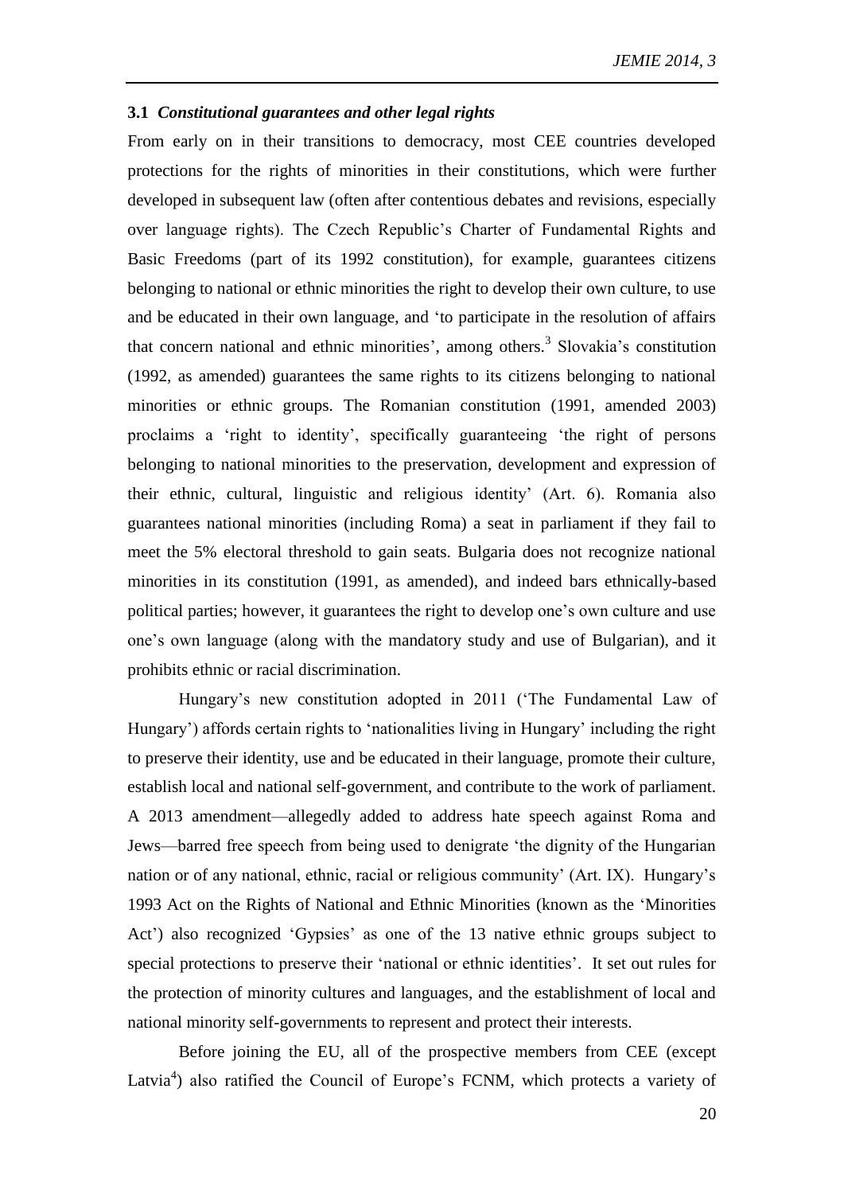### 3.1 *Constitutional guarantees and other legal rights*

From early on in their transitions to democracy, most CEE countries developed protections for the rights of minorities in their constitutions, which were further developed in subsequent law (often after contentious debates and revisions, especially over language rights). The Czech Republic's Charter of Fundamental Rights and Basic Freedoms (part of its 1992 constitution), for example, guarantees citizens belonging to national or ethnic minorities the right to develop their own culture, to use and be educated in their own language, and 'to participate in the resolution of affairs that concern national and ethnic minorities', among others.[3] Slovakia's constitution (1992, as amended) guarantees the same rights to its citizens belonging to national minorities or ethnic groups. The Romanian constitution (1991, amended 2003) proclaims a 'right to identity', specifically guaranteeing 'the right of persons belonging to national minorities to the preservation, development and expression of their ethnic, cultural, linguistic and religious identity' (Art. 6). Romania also guarantees national minorities (including Roma) a seat in parliament if they fail to meet the 5% electoral threshold to gain seats. Bulgaria does not recognize national minorities in its constitution (1991, as amended), and indeed bars ethnically-based political parties; however, it guarantees the right to develop one's own culture and use one's own language (along with the mandatory study and use of Bulgarian), and it prohibits ethnic or racial discrimination.

Hungary's new constitution adopted in 2011 ('The Fundamental Law of Hungary') affords certain rights to 'nationalities living in Hungary' including the right to preserve their identity, use and be educated in their language, promote their culture, establish local and national self-government, and contribute to the work of parliament. A 2013 amendment—allegedly added to address hate speech against Roma and Jews—barred free speech from being used to denigrate 'the dignity of the Hungarian nation or of any national, ethnic, racial or religious community' (Art. IX). Hungary's 1993 Act on the Rights of National and Ethnic Minorities (known as the 'Minorities Act') also recognized 'Gypsies' as one of the 13 native ethnic groups subject to special protections to preserve their 'national or ethnic identities'. It set out rules for the protection of minority cultures and languages, and the establishment of local and national minority self-governments to represent and protect their interests.

Before joining the EU, all of the prospective members from CEE (except Latvia[4]) also ratified the Council of Europe's FCNM, which protects a variety of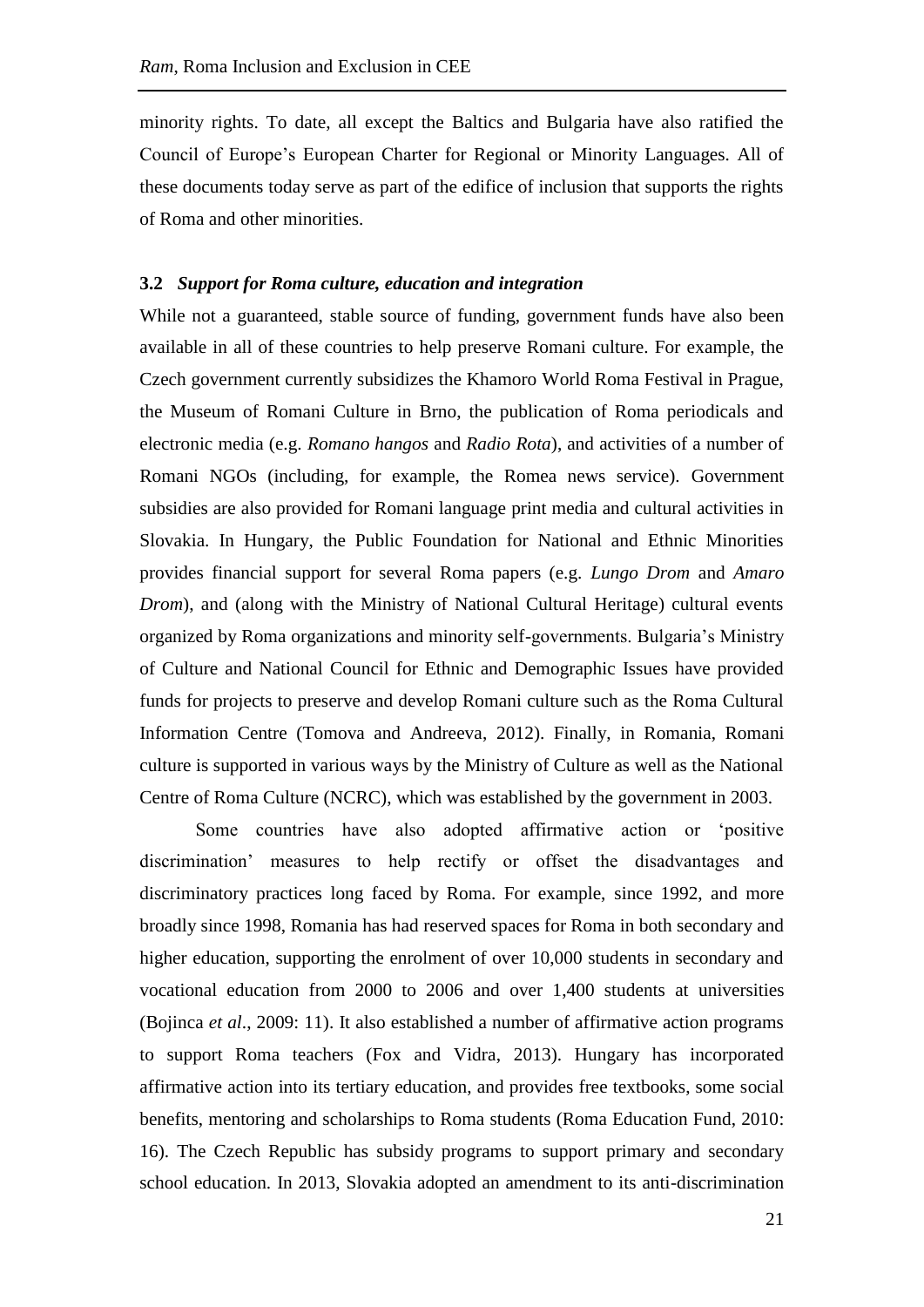minority rights. To date, all except the Baltics and Bulgaria have also ratified the Council of Europe's European Charter for Regional or Minority Languages. All of these documents today serve as part of the edifice of inclusion that supports the rights of Roma and other minorities.

### 3.2 *Support for Roma culture, education and integration*

While not a guaranteed, stable source of funding, government funds have also been available in all of these countries to help preserve Romani culture. For example, the Czech government currently subsidizes the Khamoro World Roma Festival in Prague, the Museum of Romani Culture in Brno, the publication of Roma periodicals and electronic media (e.g. *Romano hangos* and *Radio Rota*), and activities of a number of Romani NGOs (including, for example, the Romea news service). Government subsidies are also provided for Romani language print media and cultural activities in Slovakia. In Hungary, the Public Foundation for National and Ethnic Minorities provides financial support for several Roma papers (e.g. *Lungo Drom* and *Amaro Drom*), and (along with the Ministry of National Cultural Heritage) cultural events organized by Roma organizations and minority self-governments. Bulgaria's Ministry of Culture and National Council for Ethnic and Demographic Issues have provided funds for projects to preserve and develop Romani culture such as the Roma Cultural Information Centre (Tomova and Andreeva, 2012). Finally, in Romania, Romani culture is supported in various ways by the Ministry of Culture as well as the National Centre of Roma Culture (NCRC), which was established by the government in 2003.

Some countries have also adopted affirmative action or 'positive discrimination' measures to help rectify or offset the disadvantages and discriminatory practices long faced by Roma. For example, since 1992, and more broadly since 1998, Romania has had reserved spaces for Roma in both secondary and higher education, supporting the enrolment of over 10,000 students in secondary and vocational education from 2000 to 2006 and over 1,400 students at universities (Bojinca *et al*., 2009: 11). It also established a number of affirmative action programs to support Roma teachers (Fox and Vidra, 2013). Hungary has incorporated affirmative action into its tertiary education, and provides free textbooks, some social benefits, mentoring and scholarships to Roma students (Roma Education Fund, 2010: 16). The Czech Republic has subsidy programs to support primary and secondary school education. In 2013, Slovakia adopted an amendment to its anti-discrimination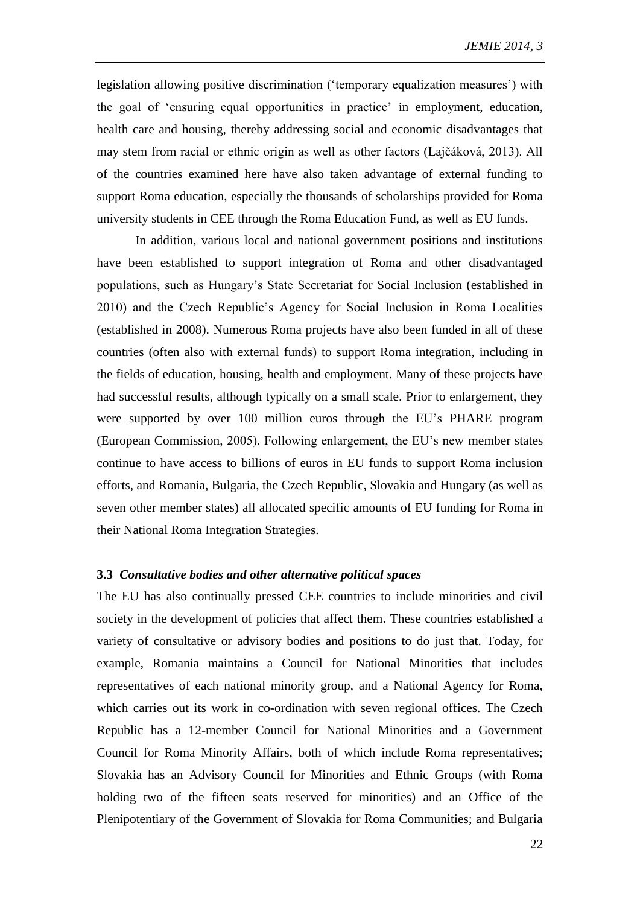legislation allowing positive discrimination ('temporary equalization measures') with the goal of 'ensuring equal opportunities in practice' in employment, education, health care and housing, thereby addressing social and economic disadvantages that may stem from racial or ethnic origin as well as other factors (Lajčáková, 2013). All of the countries examined here have also taken advantage of external funding to support Roma education, especially the thousands of scholarships provided for Roma university students in CEE through the Roma Education Fund, as well as EU funds.

In addition, various local and national government positions and institutions have been established to support integration of Roma and other disadvantaged populations, such as Hungary's State Secretariat for Social Inclusion (established in 2010) and the Czech Republic's Agency for Social Inclusion in Roma Localities (established in 2008). Numerous Roma projects have also been funded in all of these countries (often also with external funds) to support Roma integration, including in the fields of education, housing, health and employment. Many of these projects have had successful results, although typically on a small scale. Prior to enlargement, they were supported by over 100 million euros through the EU's PHARE program (European Commission, 2005). Following enlargement, the EU's new member states continue to have access to billions of euros in EU funds to support Roma inclusion efforts, and Romania, Bulgaria, the Czech Republic, Slovakia and Hungary (as well as seven other member states) all allocated specific amounts of EU funding for Roma in their National Roma Integration Strategies.

### 3.3 *Consultative bodies and other alternative political spaces*

The EU has also continually pressed CEE countries to include minorities and civil society in the development of policies that affect them. These countries established a variety of consultative or advisory bodies and positions to do just that. Today, for example, Romania maintains a Council for National Minorities that includes representatives of each national minority group, and a National Agency for Roma, which carries out its work in co-ordination with seven regional offices. The Czech Republic has a 12-member Council for National Minorities and a Government Council for Roma Minority Affairs, both of which include Roma representatives; Slovakia has an Advisory Council for Minorities and Ethnic Groups (with Roma holding two of the fifteen seats reserved for minorities) and an Office of the Plenipotentiary of the Government of Slovakia for Roma Communities; and Bulgaria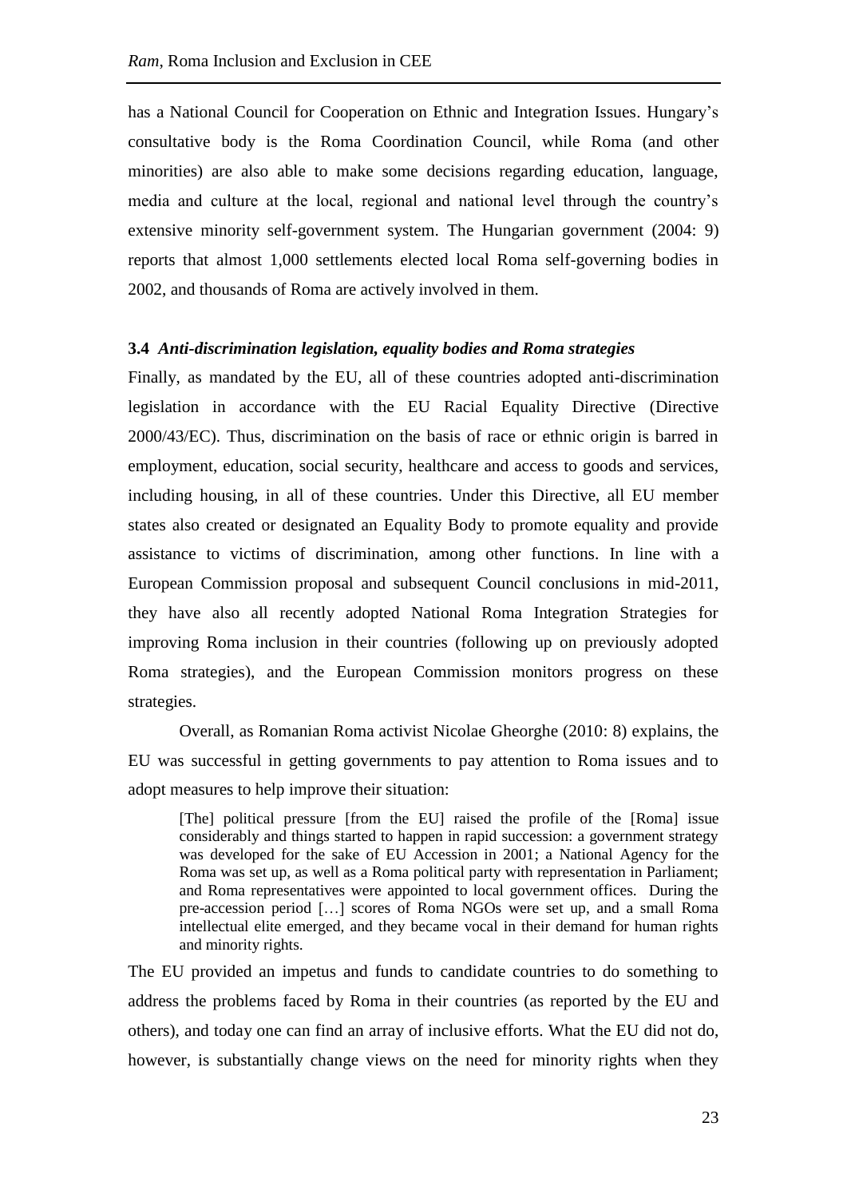has a National Council for Cooperation on Ethnic and Integration Issues. Hungary's consultative body is the Roma Coordination Council, while Roma (and other minorities) are also able to make some decisions regarding education, language, media and culture at the local, regional and national level through the country's extensive minority self-government system. The Hungarian government (2004: 9) reports that almost 1,000 settlements elected local Roma self-governing bodies in 2002, and thousands of Roma are actively involved in them.

### 3.4 *Anti-discrimination legislation, equality bodies and Roma strategies*

Finally, as mandated by the EU, all of these countries adopted anti-discrimination legislation in accordance with the EU Racial Equality Directive (Directive 2000/43/EC). Thus, discrimination on the basis of race or ethnic origin is barred in employment, education, social security, healthcare and access to goods and services, including housing, in all of these countries. Under this Directive, all EU member states also created or designated an Equality Body to promote equality and provide assistance to victims of discrimination, among other functions. In line with a European Commission proposal and subsequent Council conclusions in mid-2011, they have also all recently adopted National Roma Integration Strategies for improving Roma inclusion in their countries (following up on previously adopted Roma strategies), and the European Commission monitors progress on these strategies.

Overall, as Romanian Roma activist Nicolae Gheorghe (2010: 8) explains, the EU was successful in getting governments to pay attention to Roma issues and to adopt measures to help improve their situation:

> [The] political pressure [from the EU] raised the profile of the [Roma] issue considerably and things started to happen in rapid succession: a government strategy was developed for the sake of EU Accession in 2001; a National Agency for the Roma was set up, as well as a Roma political party with representation in Parliament; and Roma representatives were appointed to local government offices. During the pre-accession period […] scores of Roma NGOs were set up, and a small Roma intellectual elite emerged, and they became vocal in their demand for human rights and minority rights.

The EU provided an impetus and funds to candidate countries to do something to address the problems faced by Roma in their countries (as reported by the EU and others), and today one can find an array of inclusive efforts. What the EU did not do, however, is substantially change views on the need for minority rights when they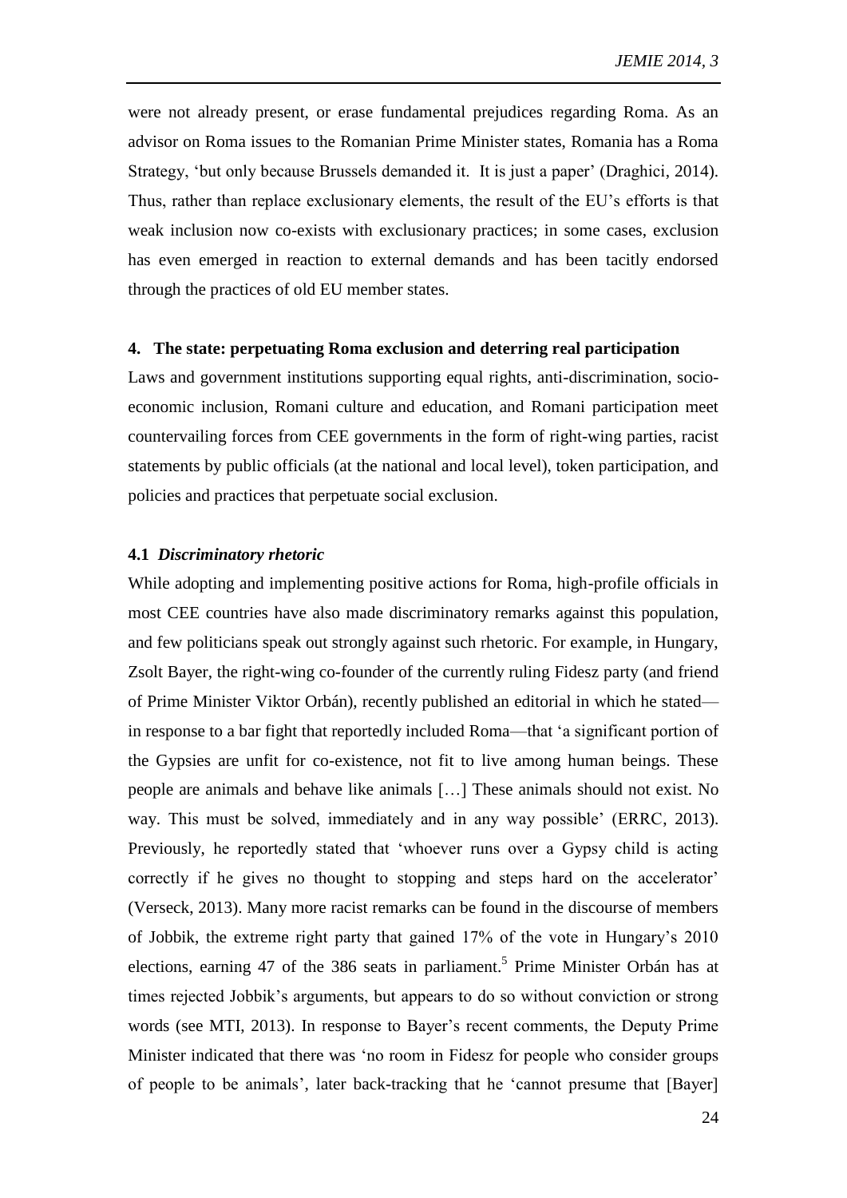were not already present, or erase fundamental prejudices regarding Roma. As an advisor on Roma issues to the Romanian Prime Minister states, Romania has a Roma Strategy, 'but only because Brussels demanded it. It is just a paper' (Draghici, 2014). Thus, rather than replace exclusionary elements, the result of the EU's efforts is that weak inclusion now co-exists with exclusionary practices; in some cases, exclusion has even emerged in reaction to external demands and has been tacitly endorsed through the practices of old EU member states.

## 4. The state: perpetuating Roma exclusion and deterring real participation

Laws and government institutions supporting equal rights, anti-discrimination, socio-economic inclusion, Romani culture and education, and Romani participation meet countervailing forces from CEE governments in the form of right-wing parties, racist statements by public officials (at the national and local level), token participation, and policies and practices that perpetuate social exclusion.

### 4.1 *Discriminatory rhetoric*

While adopting and implementing positive actions for Roma, high-profile officials in most CEE countries have also made discriminatory remarks against this population, and few politicians speak out strongly against such rhetoric. For example, in Hungary, Zsolt Bayer, the right-wing co-founder of the currently ruling Fidesz party (and friend of Prime Minister Viktor Orbán), recently published an editorial in which he stated—in response to a bar fight that reportedly included Roma—that 'a significant portion of the Gypsies are unfit for co-existence, not fit to live among human beings. These people are animals and behave like animals […] These animals should not exist. No way. This must be solved, immediately and in any way possible' (ERRC, 2013). Previously, he reportedly stated that 'whoever runs over a Gypsy child is acting correctly if he gives no thought to stopping and steps hard on the accelerator' (Verseck, 2013). Many more racist remarks can be found in the discourse of members of Jobbik, the extreme right party that gained 17% of the vote in Hungary's 2010 elections, earning 47 of the 386 seats in parliament.[5] Prime Minister Orbán has at times rejected Jobbik's arguments, but appears to do so without conviction or strong words (see MTI, 2013). In response to Bayer's recent comments, the Deputy Prime Minister indicated that there was 'no room in Fidesz for people who consider groups of people to be animals', later back-tracking that he 'cannot presume that [Bayer]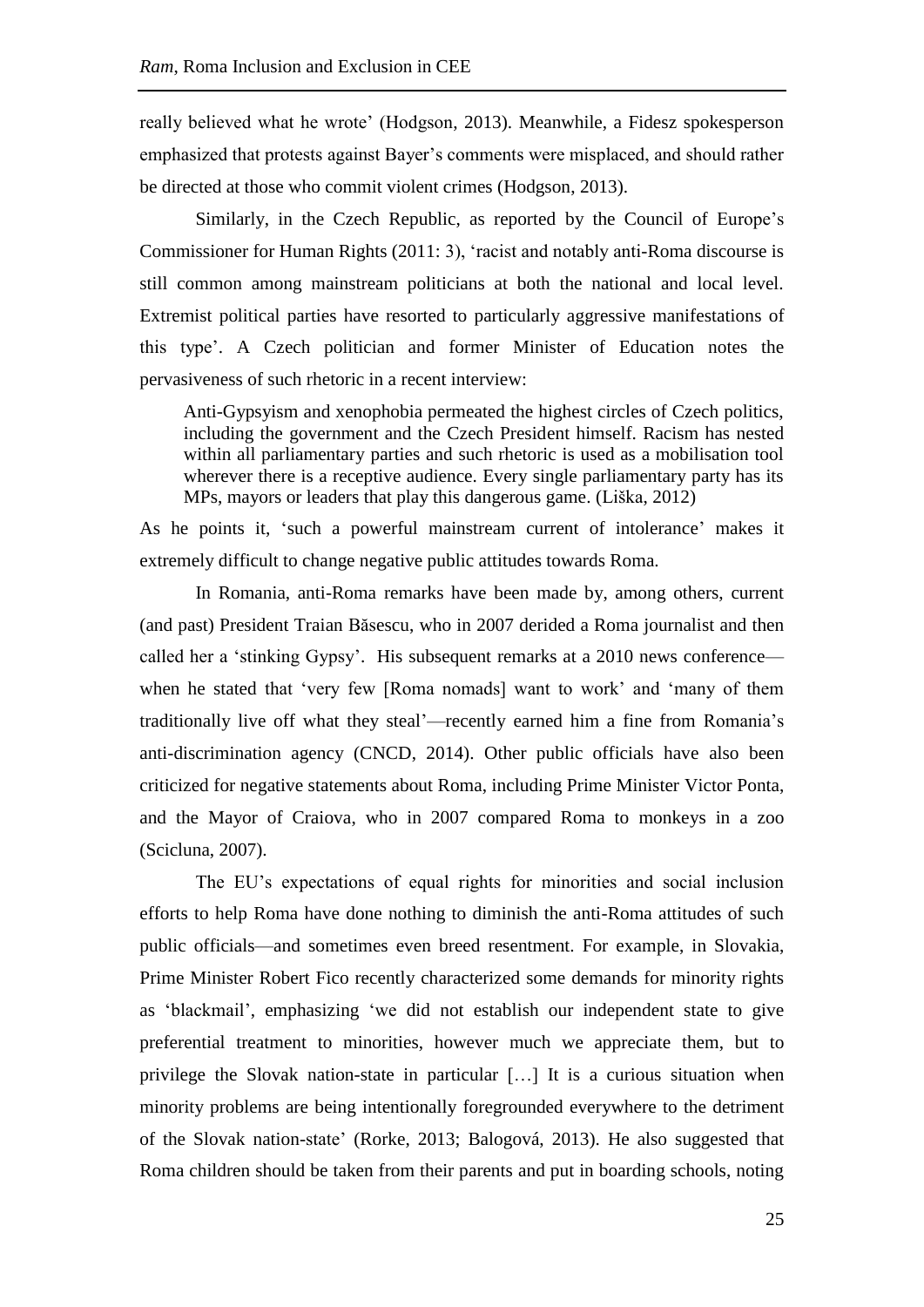really believed what he wrote' (Hodgson, 2013). Meanwhile, a Fidesz spokesperson emphasized that protests against Bayer's comments were misplaced, and should rather be directed at those who commit violent crimes (Hodgson, 2013).

Similarly, in the Czech Republic, as reported by the Council of Europe's Commissioner for Human Rights (2011: 3), 'racist and notably anti-Roma discourse is still common among mainstream politicians at both the national and local level. Extremist political parties have resorted to particularly aggressive manifestations of this type'. A Czech politician and former Minister of Education notes the pervasiveness of such rhetoric in a recent interview:

> Anti-Gypsyism and xenophobia permeated the highest circles of Czech politics, including the government and the Czech President himself. Racism has nested within all parliamentary parties and such rhetoric is used as a mobilisation tool wherever there is a receptive audience. Every single parliamentary party has its MPs, mayors or leaders that play this dangerous game. (Liška, 2012)

As he points it, 'such a powerful mainstream current of intolerance' makes it extremely difficult to change negative public attitudes towards Roma.

In Romania, anti-Roma remarks have been made by, among others, current (and past) President Traian Băsescu, who in 2007 derided a Roma journalist and then called her a 'stinking Gypsy'. His subsequent remarks at a 2010 news conference—when he stated that 'very few [Roma nomads] want to work' and 'many of them traditionally live off what they steal'—recently earned him a fine from Romania's anti-discrimination agency (CNCD, 2014). Other public officials have also been criticized for negative statements about Roma, including Prime Minister Victor Ponta, and the Mayor of Craiova, who in 2007 compared Roma to monkeys in a zoo (Scicluna, 2007).

The EU's expectations of equal rights for minorities and social inclusion efforts to help Roma have done nothing to diminish the anti-Roma attitudes of such public officials—and sometimes even breed resentment. For example, in Slovakia, Prime Minister Robert Fico recently characterized some demands for minority rights as 'blackmail', emphasizing 'we did not establish our independent state to give preferential treatment to minorities, however much we appreciate them, but to privilege the Slovak nation-state in particular […] It is a curious situation when minority problems are being intentionally foregrounded everywhere to the detriment of the Slovak nation-state' (Rorke, 2013; Balogová, 2013). He also suggested that Roma children should be taken from their parents and put in boarding schools, noting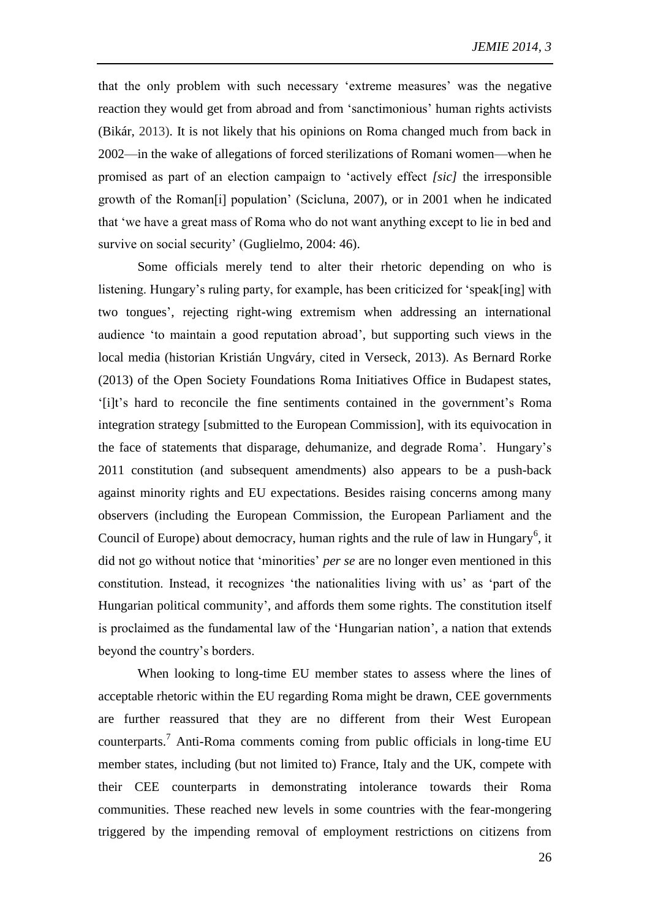that the only problem with such necessary 'extreme measures' was the negative reaction they would get from abroad and from 'sanctimonious' human rights activists (Bikár, 2013). It is not likely that his opinions on Roma changed much from back in 2002—in the wake of allegations of forced sterilizations of Romani women—when he promised as part of an election campaign to 'actively effect *[sic]* the irresponsible growth of the Roman[i] population' (Scicluna, 2007), or in 2001 when he indicated that 'we have a great mass of Roma who do not want anything except to lie in bed and survive on social security' (Guglielmo, 2004: 46).

Some officials merely tend to alter their rhetoric depending on who is listening. Hungary's ruling party, for example, has been criticized for 'speak[ing] with two tongues', rejecting right-wing extremism when addressing an international audience 'to maintain a good reputation abroad', but supporting such views in the local media (historian Kristián Ungváry, cited in Verseck, 2013). As Bernard Rorke (2013) of the Open Society Foundations Roma Initiatives Office in Budapest states, '[i]t's hard to reconcile the fine sentiments contained in the government's Roma integration strategy [submitted to the European Commission], with its equivocation in the face of statements that disparage, dehumanize, and degrade Roma'. Hungary's 2011 constitution (and subsequent amendments) also appears to be a push-back against minority rights and EU expectations. Besides raising concerns among many observers (including the European Commission, the European Parliament and the Council of Europe) about democracy, human rights and the rule of law in Hungary[6], it did not go without notice that 'minorities' *per se* are no longer even mentioned in this constitution. Instead, it recognizes 'the nationalities living with us' as 'part of the Hungarian political community', and affords them some rights. The constitution itself is proclaimed as the fundamental law of the 'Hungarian nation', a nation that extends beyond the country's borders.

When looking to long-time EU member states to assess where the lines of acceptable rhetoric within the EU regarding Roma might be drawn, CEE governments are further reassured that they are no different from their West European counterparts.[7] Anti-Roma comments coming from public officials in long-time EU member states, including (but not limited to) France, Italy and the UK, compete with their CEE counterparts in demonstrating intolerance towards their Roma communities. These reached new levels in some countries with the fear-mongering triggered by the impending removal of employment restrictions on citizens from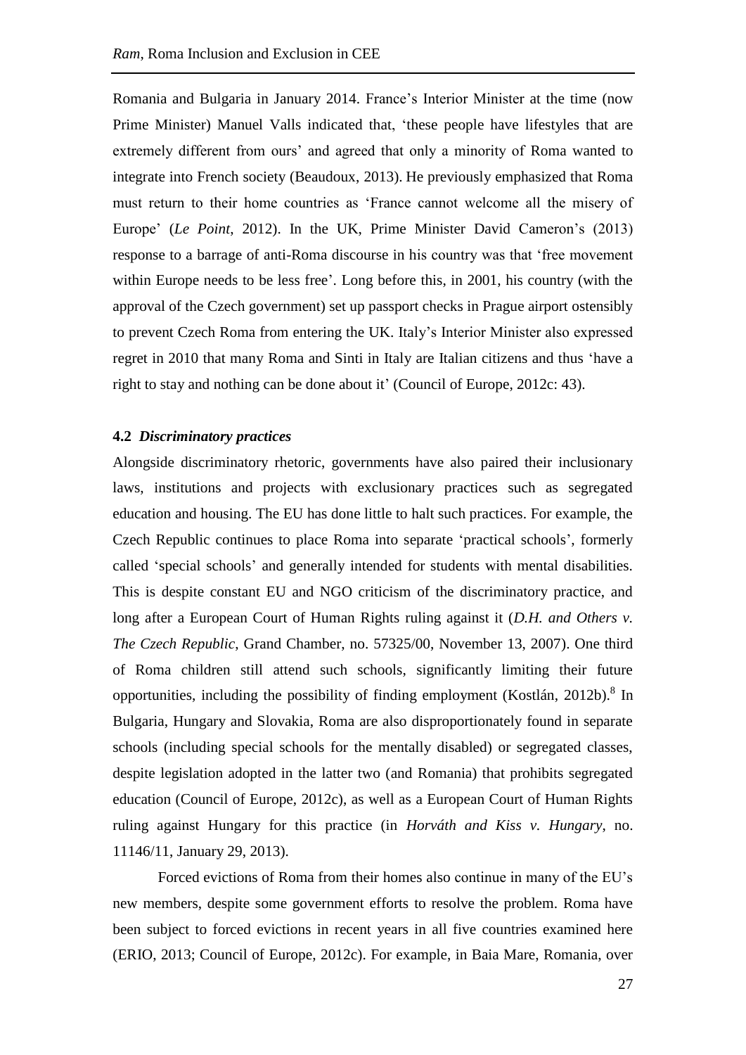Romania and Bulgaria in January 2014. France's Interior Minister at the time (now Prime Minister) Manuel Valls indicated that, 'these people have lifestyles that are extremely different from ours' and agreed that only a minority of Roma wanted to integrate into French society (Beaudoux, 2013). He previously emphasized that Roma must return to their home countries as 'France cannot welcome all the misery of Europe' (*Le Point*, 2012). In the UK, Prime Minister David Cameron's (2013) response to a barrage of anti-Roma discourse in his country was that 'free movement within Europe needs to be less free'. Long before this, in 2001, his country (with the approval of the Czech government) set up passport checks in Prague airport ostensibly to prevent Czech Roma from entering the UK. Italy's Interior Minister also expressed regret in 2010 that many Roma and Sinti in Italy are Italian citizens and thus 'have a right to stay and nothing can be done about it' (Council of Europe, 2012c: 43).

### 4.2 *Discriminatory practices*

Alongside discriminatory rhetoric, governments have also paired their inclusionary laws, institutions and projects with exclusionary practices such as segregated education and housing. The EU has done little to halt such practices. For example, the Czech Republic continues to place Roma into separate 'practical schools', formerly called 'special schools' and generally intended for students with mental disabilities. This is despite constant EU and NGO criticism of the discriminatory practice, and long after a European Court of Human Rights ruling against it (*D.H. and Others v. The Czech Republic*, Grand Chamber, no. 57325/00, November 13, 2007). One third of Roma children still attend such schools, significantly limiting their future opportunities, including the possibility of finding employment (Kostlán, 2012b).[8] In Bulgaria, Hungary and Slovakia, Roma are also disproportionately found in separate schools (including special schools for the mentally disabled) or segregated classes, despite legislation adopted in the latter two (and Romania) that prohibits segregated education (Council of Europe, 2012c), as well as a European Court of Human Rights ruling against Hungary for this practice (in *Horváth and Kiss v. Hungary*, no. 11146/11, January 29, 2013).

Forced evictions of Roma from their homes also continue in many of the EU's new members, despite some government efforts to resolve the problem. Roma have been subject to forced evictions in recent years in all five countries examined here (ERIO, 2013; Council of Europe, 2012c). For example, in Baia Mare, Romania, over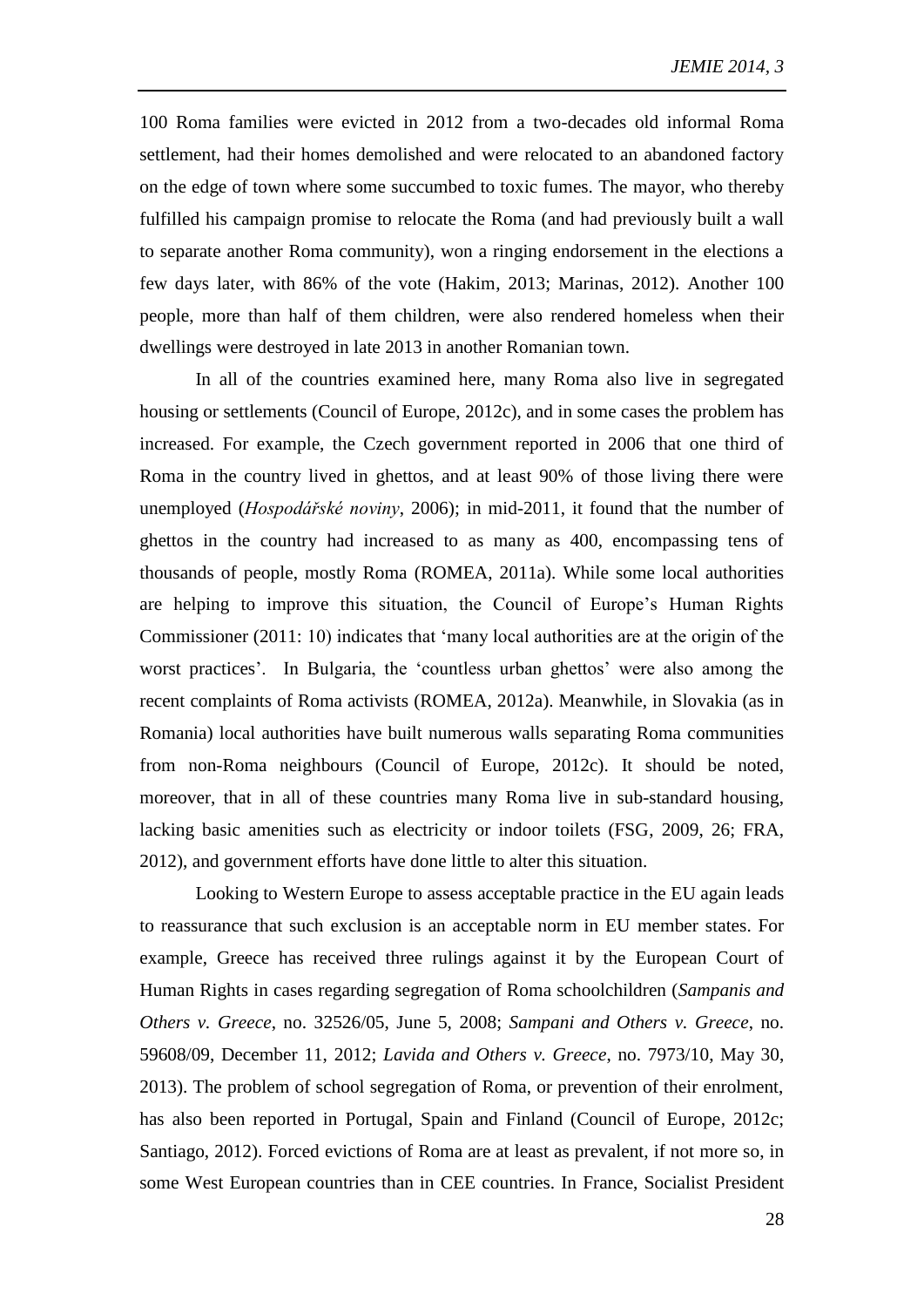100 Roma families were evicted in 2012 from a two-decades old informal Roma settlement, had their homes demolished and were relocated to an abandoned factory on the edge of town where some succumbed to toxic fumes. The mayor, who thereby fulfilled his campaign promise to relocate the Roma (and had previously built a wall to separate another Roma community), won a ringing endorsement in the elections a few days later, with 86% of the vote (Hakim, 2013; Marinas, 2012). Another 100 people, more than half of them children, were also rendered homeless when their dwellings were destroyed in late 2013 in another Romanian town.

In all of the countries examined here, many Roma also live in segregated housing or settlements (Council of Europe, 2012c), and in some cases the problem has increased. For example, the Czech government reported in 2006 that one third of Roma in the country lived in ghettos, and at least 90% of those living there were unemployed (*Hospodářské noviny*, 2006); in mid-2011, it found that the number of ghettos in the country had increased to as many as 400, encompassing tens of thousands of people, mostly Roma (ROMEA, 2011a). While some local authorities are helping to improve this situation, the Council of Europe's Human Rights Commissioner (2011: 10) indicates that 'many local authorities are at the origin of the worst practices'. In Bulgaria, the 'countless urban ghettos' were also among the recent complaints of Roma activists (ROMEA, 2012a). Meanwhile, in Slovakia (as in Romania) local authorities have built numerous walls separating Roma communities from non-Roma neighbours (Council of Europe, 2012c). It should be noted, moreover, that in all of these countries many Roma live in sub-standard housing, lacking basic amenities such as electricity or indoor toilets (FSG, 2009, 26; FRA, 2012), and government efforts have done little to alter this situation.

Looking to Western Europe to assess acceptable practice in the EU again leads to reassurance that such exclusion is an acceptable norm in EU member states. For example, Greece has received three rulings against it by the European Court of Human Rights in cases regarding segregation of Roma schoolchildren (*Sampanis and Others v. Greece*, no. 32526/05, June 5, 2008; *Sampani and Others v. Greece*, no. 59608/09, December 11, 2012; *Lavida and Others v. Greece*, no. 7973/10, May 30, 2013). The problem of school segregation of Roma, or prevention of their enrolment, has also been reported in Portugal, Spain and Finland (Council of Europe, 2012c; Santiago, 2012). Forced evictions of Roma are at least as prevalent, if not more so, in some West European countries than in CEE countries. In France, Socialist President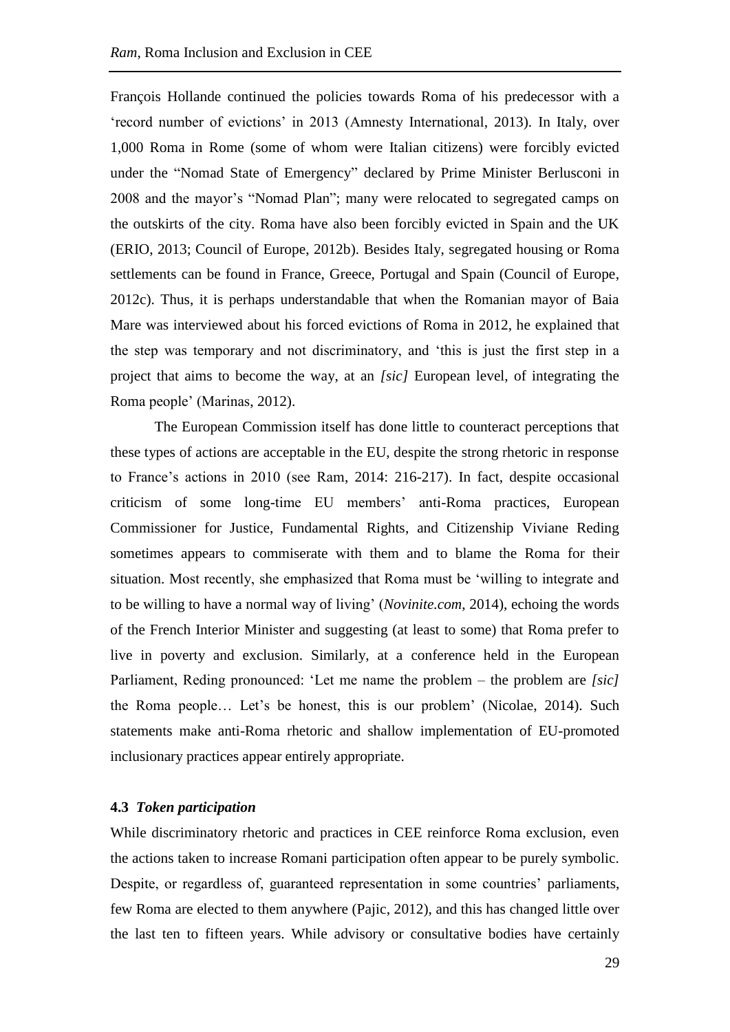François Hollande continued the policies towards Roma of his predecessor with a 'record number of evictions' in 2013 (Amnesty International, 2013). In Italy, over 1,000 Roma in Rome (some of whom were Italian citizens) were forcibly evicted under the "Nomad State of Emergency" declared by Prime Minister Berlusconi in 2008 and the mayor's "Nomad Plan"; many were relocated to segregated camps on the outskirts of the city. Roma have also been forcibly evicted in Spain and the UK (ERIO, 2013; Council of Europe, 2012b). Besides Italy, segregated housing or Roma settlements can be found in France, Greece, Portugal and Spain (Council of Europe, 2012c). Thus, it is perhaps understandable that when the Romanian mayor of Baia Mare was interviewed about his forced evictions of Roma in 2012, he explained that the step was temporary and not discriminatory, and 'this is just the first step in a project that aims to become the way, at an *[sic]* European level, of integrating the Roma people' (Marinas, 2012).

The European Commission itself has done little to counteract perceptions that these types of actions are acceptable in the EU, despite the strong rhetoric in response to France's actions in 2010 (see Ram, 2014: 216-217). In fact, despite occasional criticism of some long-time EU members' anti-Roma practices, European Commissioner for Justice, Fundamental Rights, and Citizenship Viviane Reding sometimes appears to commiserate with them and to blame the Roma for their situation. Most recently, she emphasized that Roma must be 'willing to integrate and to be willing to have a normal way of living' (*Novinite.com*, 2014), echoing the words of the French Interior Minister and suggesting (at least to some) that Roma prefer to live in poverty and exclusion. Similarly, at a conference held in the European Parliament, Reding pronounced: 'Let me name the problem – the problem are *[sic]* the Roma people… Let's be honest, this is our problem' (Nicolae, 2014). Such statements make anti-Roma rhetoric and shallow implementation of EU-promoted inclusionary practices appear entirely appropriate.

### 4.3 *Token participation*

While discriminatory rhetoric and practices in CEE reinforce Roma exclusion, even the actions taken to increase Romani participation often appear to be purely symbolic. Despite, or regardless of, guaranteed representation in some countries' parliaments, few Roma are elected to them anywhere (Pajic, 2012), and this has changed little over the last ten to fifteen years. While advisory or consultative bodies have certainly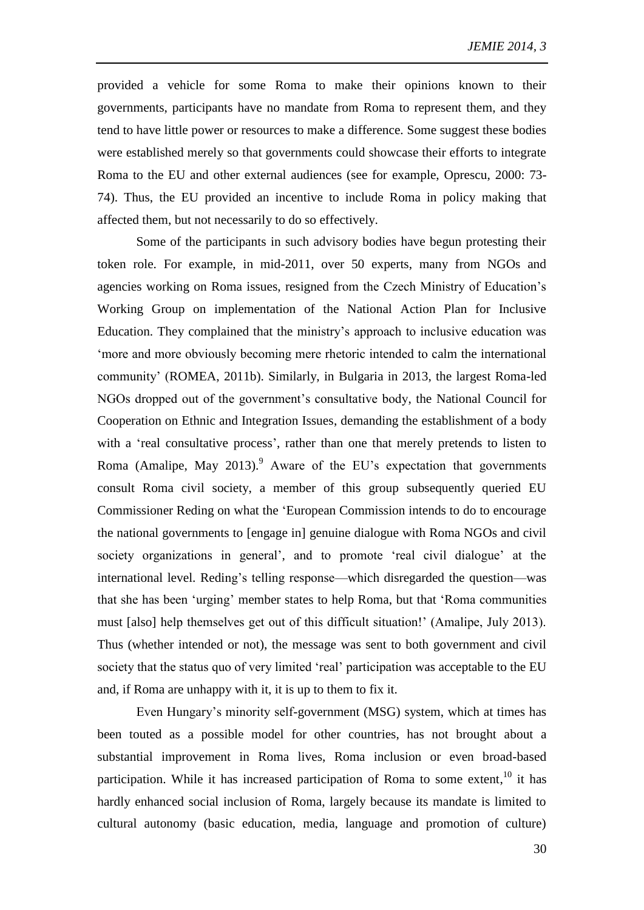provided a vehicle for some Roma to make their opinions known to their governments, participants have no mandate from Roma to represent them, and they tend to have little power or resources to make a difference. Some suggest these bodies were established merely so that governments could showcase their efforts to integrate Roma to the EU and other external audiences (see for example, Oprescu, 2000: 73-74). Thus, the EU provided an incentive to include Roma in policy making that affected them, but not necessarily to do so effectively.

Some of the participants in such advisory bodies have begun protesting their token role. For example, in mid-2011, over 50 experts, many from NGOs and agencies working on Roma issues, resigned from the Czech Ministry of Education's Working Group on implementation of the National Action Plan for Inclusive Education. They complained that the ministry's approach to inclusive education was 'more and more obviously becoming mere rhetoric intended to calm the international community' (ROMEA, 2011b). Similarly, in Bulgaria in 2013, the largest Roma-led NGOs dropped out of the government's consultative body, the National Council for Cooperation on Ethnic and Integration Issues, demanding the establishment of a body with a 'real consultative process', rather than one that merely pretends to listen to Roma (Amalipe, May 2013).[9] Aware of the EU's expectation that governments consult Roma civil society, a member of this group subsequently queried EU Commissioner Reding on what the 'European Commission intends to do to encourage the national governments to [engage in] genuine dialogue with Roma NGOs and civil society organizations in general', and to promote 'real civil dialogue' at the international level. Reding's telling response—which disregarded the question—was that she has been 'urging' member states to help Roma, but that 'Roma communities must [also] help themselves get out of this difficult situation!' (Amalipe, July 2013). Thus (whether intended or not), the message was sent to both government and civil society that the status quo of very limited 'real' participation was acceptable to the EU and, if Roma are unhappy with it, it is up to them to fix it.

Even Hungary's minority self-government (MSG) system, which at times has been touted as a possible model for other countries, has not brought about a substantial improvement in Roma lives, Roma inclusion or even broad-based participation. While it has increased participation of Roma to some extent,[10] it has hardly enhanced social inclusion of Roma, largely because its mandate is limited to cultural autonomy (basic education, media, language and promotion of culture)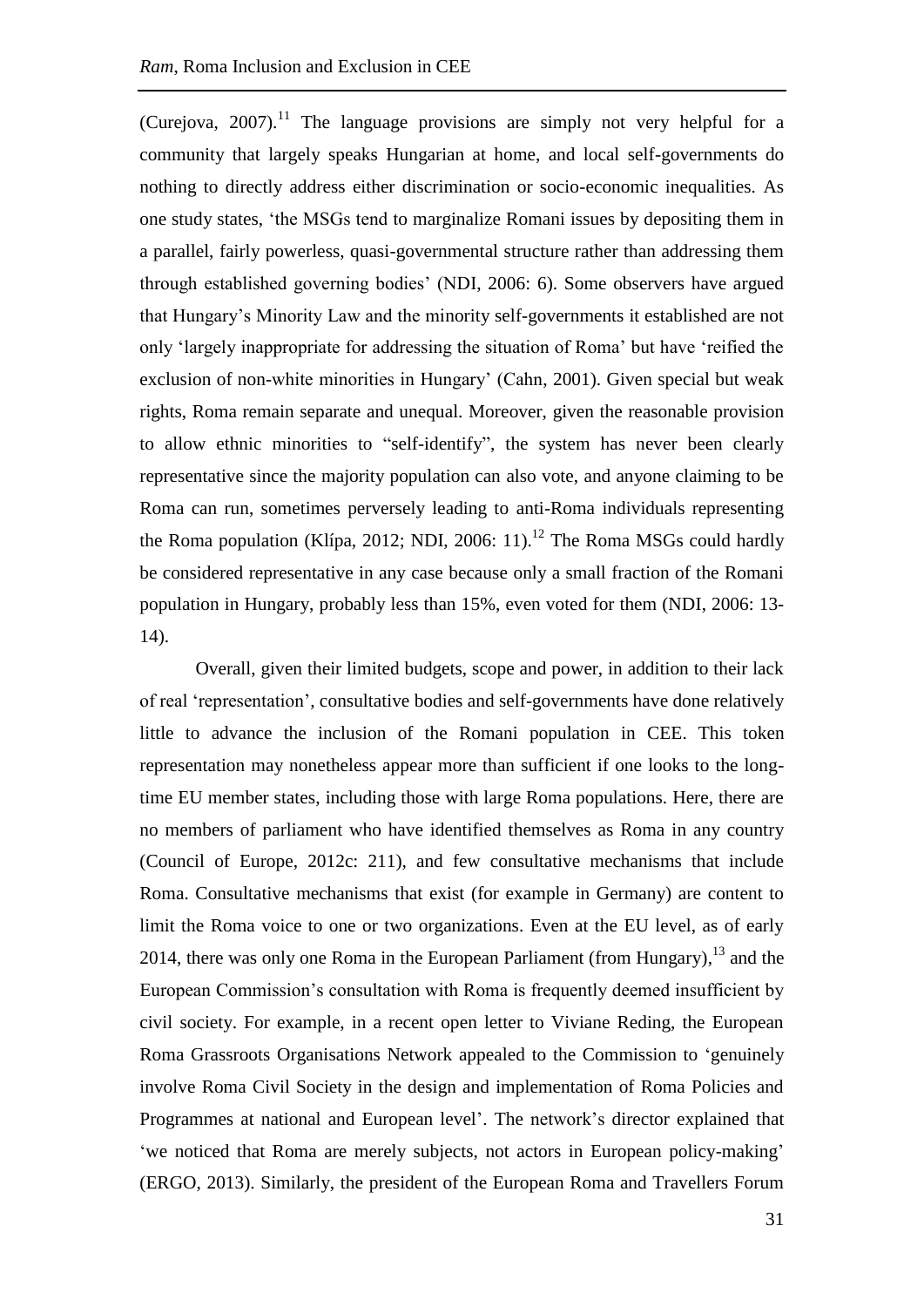(Curejova, 2007).[11] The language provisions are simply not very helpful for a community that largely speaks Hungarian at home, and local self-governments do nothing to directly address either discrimination or socio-economic inequalities. As one study states, 'the MSGs tend to marginalize Romani issues by depositing them in a parallel, fairly powerless, quasi-governmental structure rather than addressing them through established governing bodies' (NDI, 2006: 6). Some observers have argued that Hungary's Minority Law and the minority self-governments it established are not only 'largely inappropriate for addressing the situation of Roma' but have 'reified the exclusion of non-white minorities in Hungary' (Cahn, 2001). Given special but weak rights, Roma remain separate and unequal. Moreover, given the reasonable provision to allow ethnic minorities to "self-identify", the system has never been clearly representative since the majority population can also vote, and anyone claiming to be Roma can run, sometimes perversely leading to anti-Roma individuals representing the Roma population (Klípa, 2012; NDI, 2006: 11).[12] The Roma MSGs could hardly be considered representative in any case because only a small fraction of the Romani population in Hungary, probably less than 15%, even voted for them (NDI, 2006: 13-14).

Overall, given their limited budgets, scope and power, in addition to their lack of real 'representation', consultative bodies and self-governments have done relatively little to advance the inclusion of the Romani population in CEE. This token representation may nonetheless appear more than sufficient if one looks to the long-time EU member states, including those with large Roma populations. Here, there are no members of parliament who have identified themselves as Roma in any country (Council of Europe, 2012c: 211), and few consultative mechanisms that include Roma. Consultative mechanisms that exist (for example in Germany) are content to limit the Roma voice to one or two organizations. Even at the EU level, as of early 2014, there was only one Roma in the European Parliament (from Hungary),[13] and the European Commission's consultation with Roma is frequently deemed insufficient by civil society. For example, in a recent open letter to Viviane Reding, the European Roma Grassroots Organisations Network appealed to the Commission to 'genuinely involve Roma Civil Society in the design and implementation of Roma Policies and Programmes at national and European level'. The network's director explained that 'we noticed that Roma are merely subjects, not actors in European policy-making' (ERGO, 2013). Similarly, the president of the European Roma and Travellers Forum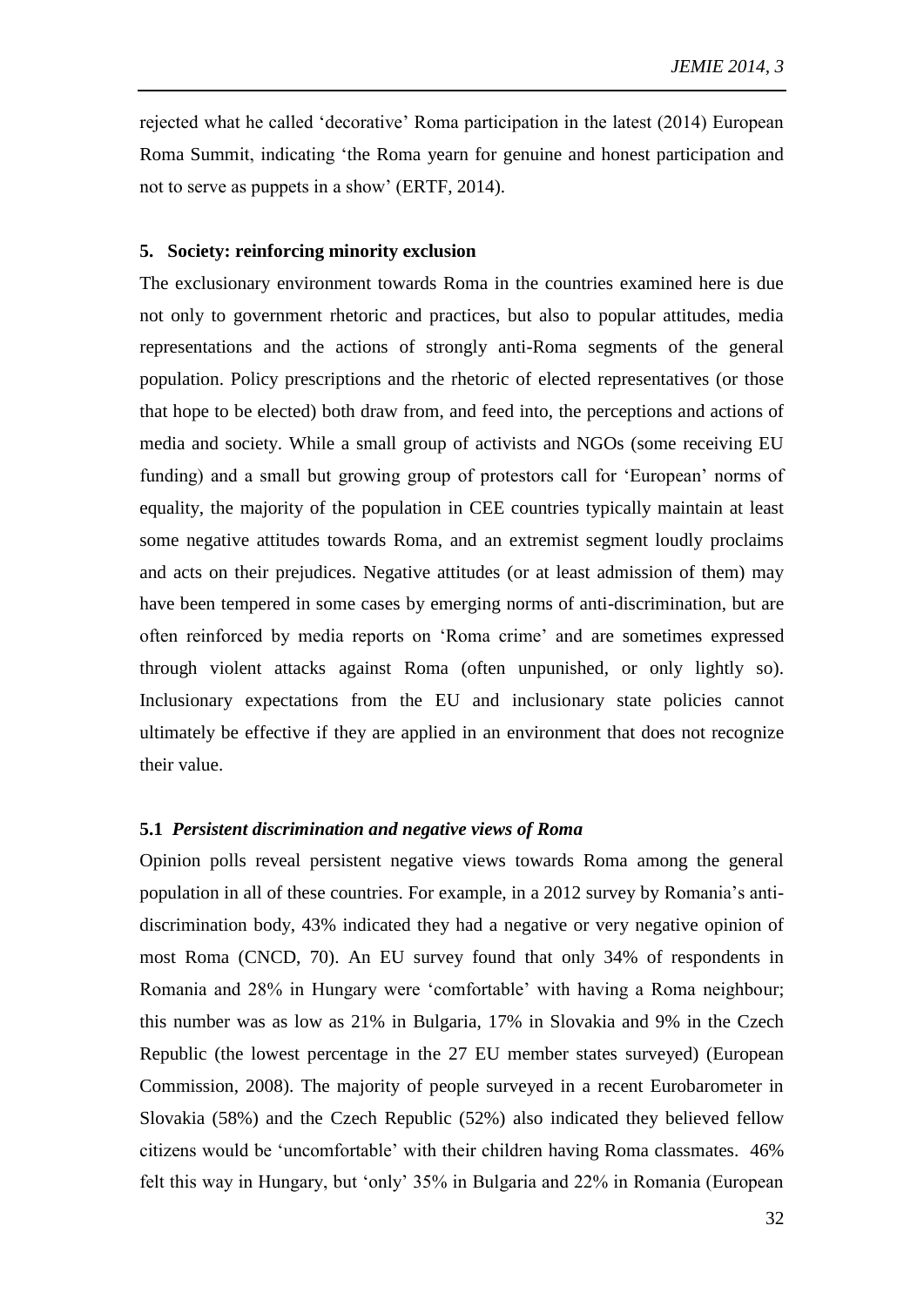rejected what he called 'decorative' Roma participation in the latest (2014) European Roma Summit, indicating 'the Roma yearn for genuine and honest participation and not to serve as puppets in a show' (ERTF, 2014).

## 5. Society: reinforcing minority exclusion

The exclusionary environment towards Roma in the countries examined here is due not only to government rhetoric and practices, but also to popular attitudes, media representations and the actions of strongly anti-Roma segments of the general population. Policy prescriptions and the rhetoric of elected representatives (or those that hope to be elected) both draw from, and feed into, the perceptions and actions of media and society. While a small group of activists and NGOs (some receiving EU funding) and a small but growing group of protestors call for 'European' norms of equality, the majority of the population in CEE countries typically maintain at least some negative attitudes towards Roma, and an extremist segment loudly proclaims and acts on their prejudices. Negative attitudes (or at least admission of them) may have been tempered in some cases by emerging norms of anti-discrimination, but are often reinforced by media reports on 'Roma crime' and are sometimes expressed through violent attacks against Roma (often unpunished, or only lightly so). Inclusionary expectations from the EU and inclusionary state policies cannot ultimately be effective if they are applied in an environment that does not recognize their value.

### 5.1 *Persistent discrimination and negative views of Roma*

Opinion polls reveal persistent negative views towards Roma among the general population in all of these countries. For example, in a 2012 survey by Romania's anti-discrimination body, 43% indicated they had a negative or very negative opinion of most Roma (CNCD, 70). An EU survey found that only 34% of respondents in Romania and 28% in Hungary were 'comfortable' with having a Roma neighbour; this number was as low as 21% in Bulgaria, 17% in Slovakia and 9% in the Czech Republic (the lowest percentage in the 27 EU member states surveyed) (European Commission, 2008). The majority of people surveyed in a recent Eurobarometer in Slovakia (58%) and the Czech Republic (52%) also indicated they believed fellow citizens would be 'uncomfortable' with their children having Roma classmates. 46% felt this way in Hungary, but 'only' 35% in Bulgaria and 22% in Romania (European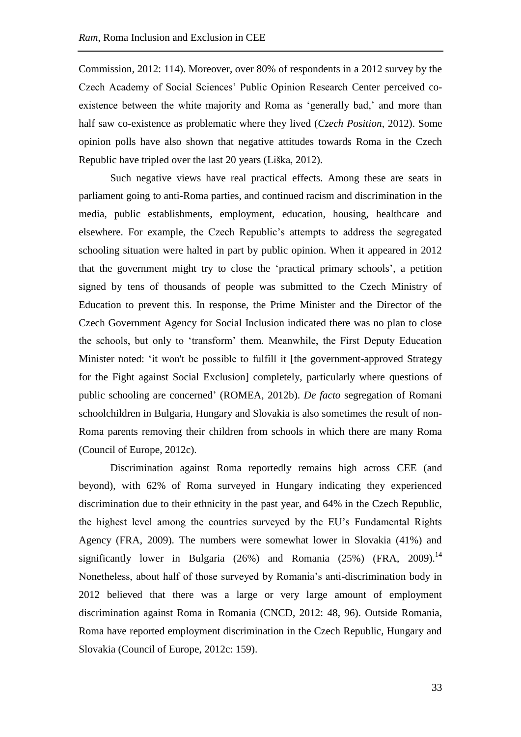Commission, 2012: 114). Moreover, over 80% of respondents in a 2012 survey by the Czech Academy of Social Sciences' Public Opinion Research Center perceived co-existence between the white majority and Roma as 'generally bad,' and more than half saw co-existence as problematic where they lived (*Czech Position*, 2012). Some opinion polls have also shown that negative attitudes towards Roma in the Czech Republic have tripled over the last 20 years (Liška, 2012).

Such negative views have real practical effects. Among these are seats in parliament going to anti-Roma parties, and continued racism and discrimination in the media, public establishments, employment, education, housing, healthcare and elsewhere. For example, the Czech Republic's attempts to address the segregated schooling situation were halted in part by public opinion. When it appeared in 2012 that the government might try to close the 'practical primary schools', a petition signed by tens of thousands of people was submitted to the Czech Ministry of Education to prevent this. In response, the Prime Minister and the Director of the Czech Government Agency for Social Inclusion indicated there was no plan to close the schools, but only to 'transform' them. Meanwhile, the First Deputy Education Minister noted: 'it won't be possible to fulfill it [the government-approved Strategy for the Fight against Social Exclusion] completely, particularly where questions of public schooling are concerned' (ROMEA, 2012b). *De facto* segregation of Romani schoolchildren in Bulgaria, Hungary and Slovakia is also sometimes the result of non-Roma parents removing their children from schools in which there are many Roma (Council of Europe, 2012c).

Discrimination against Roma reportedly remains high across CEE (and beyond), with 62% of Roma surveyed in Hungary indicating they experienced discrimination due to their ethnicity in the past year, and 64% in the Czech Republic, the highest level among the countries surveyed by the EU's Fundamental Rights Agency (FRA, 2009). The numbers were somewhat lower in Slovakia (41%) and significantly lower in Bulgaria (26%) and Romania (25%) (FRA, 2009).[14] Nonetheless, about half of those surveyed by Romania's anti-discrimination body in 2012 believed that there was a large or very large amount of employment discrimination against Roma in Romania (CNCD, 2012: 48, 96). Outside Romania, Roma have reported employment discrimination in the Czech Republic, Hungary and Slovakia (Council of Europe, 2012c: 159).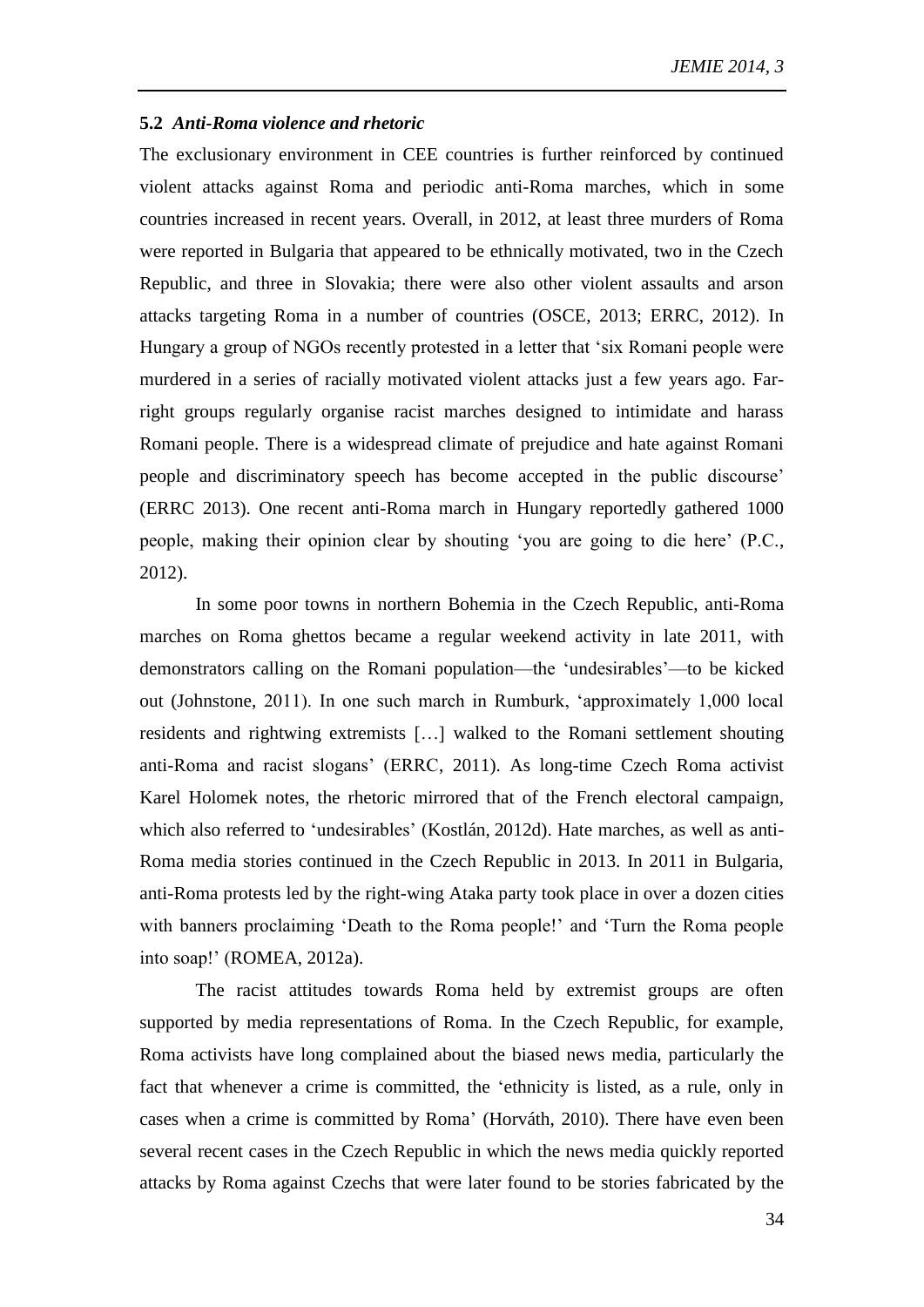### 5.2 *Anti-Roma violence and rhetoric*

The exclusionary environment in CEE countries is further reinforced by continued violent attacks against Roma and periodic anti-Roma marches, which in some countries increased in recent years. Overall, in 2012, at least three murders of Roma were reported in Bulgaria that appeared to be ethnically motivated, two in the Czech Republic, and three in Slovakia; there were also other violent assaults and arson attacks targeting Roma in a number of countries (OSCE, 2013; ERRC, 2012). In Hungary a group of NGOs recently protested in a letter that 'six Romani people were murdered in a series of racially motivated violent attacks just a few years ago. Far-right groups regularly organise racist marches designed to intimidate and harass Romani people. There is a widespread climate of prejudice and hate against Romani people and discriminatory speech has become accepted in the public discourse' (ERRC 2013). One recent anti-Roma march in Hungary reportedly gathered 1000 people, making their opinion clear by shouting 'you are going to die here' (P.C., 2012).

In some poor towns in northern Bohemia in the Czech Republic, anti-Roma marches on Roma ghettos became a regular weekend activity in late 2011, with demonstrators calling on the Romani population—the 'undesirables'—to be kicked out (Johnstone, 2011). In one such march in Rumburk, 'approximately 1,000 local residents and rightwing extremists […] walked to the Romani settlement shouting anti-Roma and racist slogans' (ERRC, 2011). As long-time Czech Roma activist Karel Holomek notes, the rhetoric mirrored that of the French electoral campaign, which also referred to 'undesirables' (Kostlán, 2012d). Hate marches, as well as anti-Roma media stories continued in the Czech Republic in 2013. In 2011 in Bulgaria, anti-Roma protests led by the right-wing Ataka party took place in over a dozen cities with banners proclaiming 'Death to the Roma people!' and 'Turn the Roma people into soap!' (ROMEA, 2012a).

The racist attitudes towards Roma held by extremist groups are often supported by media representations of Roma. In the Czech Republic, for example, Roma activists have long complained about the biased news media, particularly the fact that whenever a crime is committed, the 'ethnicity is listed, as a rule, only in cases when a crime is committed by Roma' (Horváth, 2010). There have even been several recent cases in the Czech Republic in which the news media quickly reported attacks by Roma against Czechs that were later found to be stories fabricated by the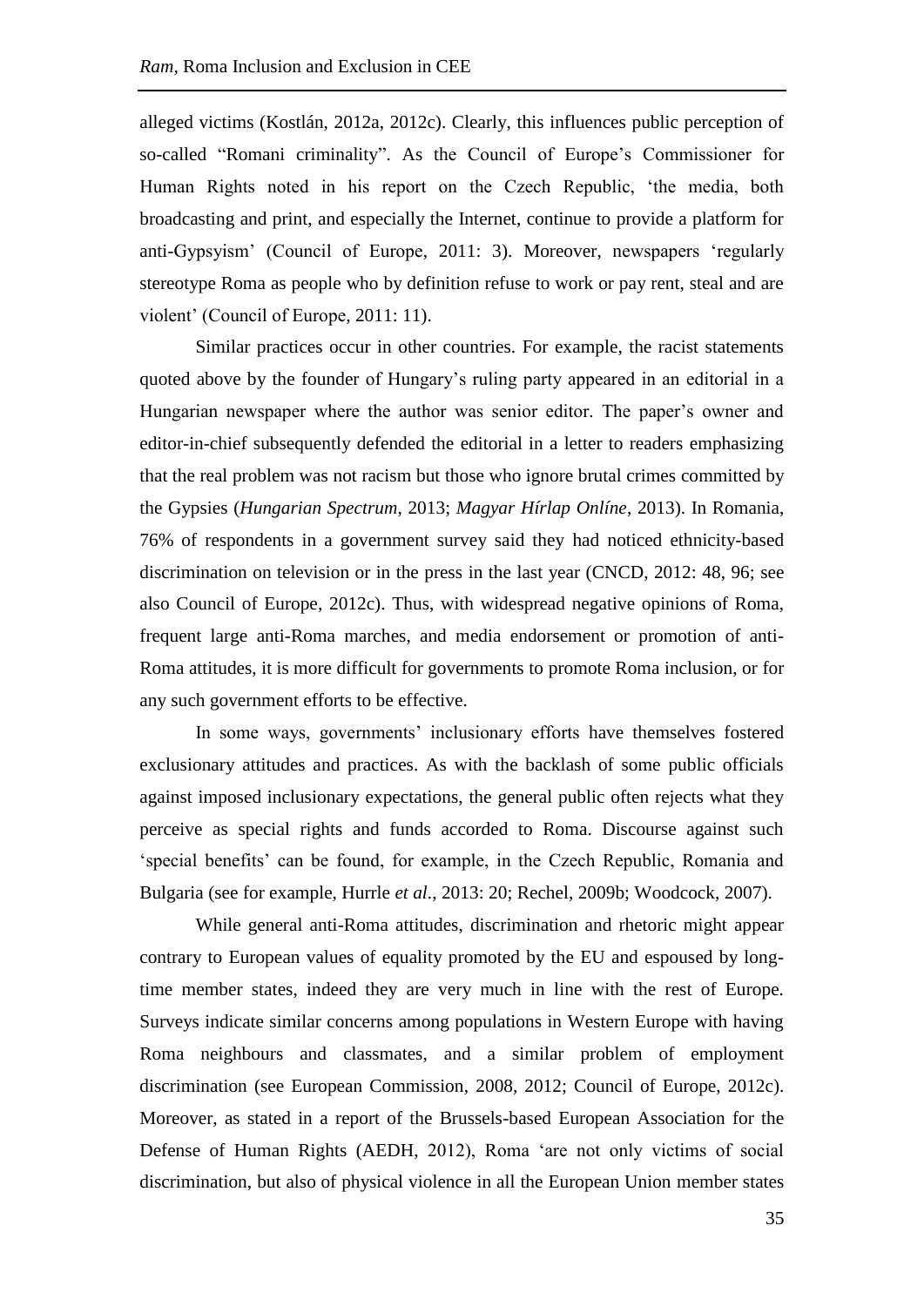alleged victims (Kostlán, 2012a, 2012c). Clearly, this influences public perception of so-called “Romani criminality”. As the Council of Europe’s Commissioner for Human Rights noted in his report on the Czech Republic, ‘the media, both broadcasting and print, and especially the Internet, continue to provide a platform for anti-Gypsyism’ (Council of Europe, 2011: 3). Moreover, newspapers ‘regularly stereotype Roma as people who by definition refuse to work or pay rent, steal and are violent’ (Council of Europe, 2011: 11).

Similar practices occur in other countries. For example, the racist statements quoted above by the founder of Hungary’s ruling party appeared in an editorial in a Hungarian newspaper where the author was senior editor. The paper’s owner and editor-in-chief subsequently defended the editorial in a letter to readers emphasizing that the real problem was not racism but those who ignore brutal crimes committed by the Gypsies (*Hungarian Spectrum*, 2013; *Magyar Hírlap Onlíne*, 2013). In Romania, 76% of respondents in a government survey said they had noticed ethnicity-based discrimination on television or in the press in the last year (CNCD, 2012: 48, 96; see also Council of Europe, 2012c). Thus, with widespread negative opinions of Roma, frequent large anti-Roma marches, and media endorsement or promotion of anti-Roma attitudes, it is more difficult for governments to promote Roma inclusion, or for any such government efforts to be effective.

In some ways, governments’ inclusionary efforts have themselves fostered exclusionary attitudes and practices. As with the backlash of some public officials against imposed inclusionary expectations, the general public often rejects what they perceive as special rights and funds accorded to Roma. Discourse against such ‘special benefits’ can be found, for example, in the Czech Republic, Romania and Bulgaria (see for example, Hurrle *et al*., 2013: 20; Rechel, 2009b; Woodcock, 2007).

While general anti-Roma attitudes, discrimination and rhetoric might appear contrary to European values of equality promoted by the EU and espoused by long-time member states, indeed they are very much in line with the rest of Europe. Surveys indicate similar concerns among populations in Western Europe with having Roma neighbours and classmates, and a similar problem of employment discrimination (see European Commission, 2008, 2012; Council of Europe, 2012c). Moreover, as stated in a report of the Brussels-based European Association for the Defense of Human Rights (AEDH, 2012), Roma ‘are not only victims of social discrimination, but also of physical violence in all the European Union member states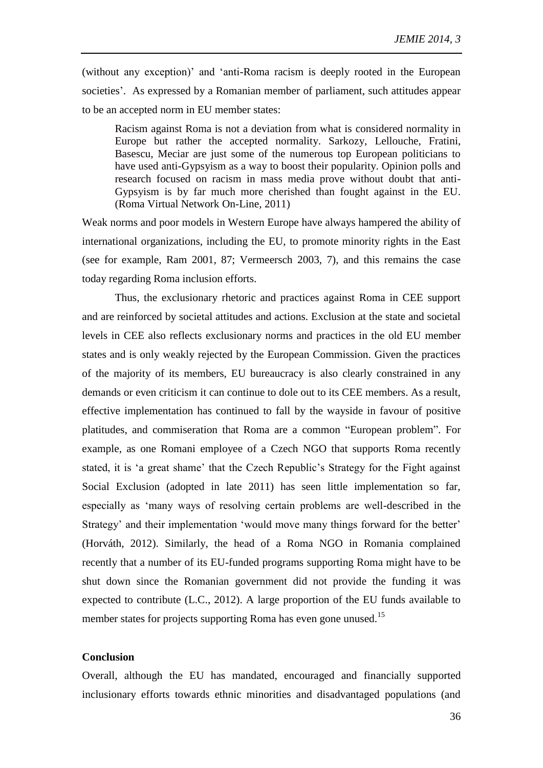(without any exception)' and 'anti-Roma racism is deeply rooted in the European societies'. As expressed by a Romanian member of parliament, such attitudes appear to be an accepted norm in EU member states:

> Racism against Roma is not a deviation from what is considered normality in Europe but rather the accepted normality. Sarkozy, Lellouche, Fratini, Basescu, Meciar are just some of the numerous top European politicians to have used anti-Gypsyism as a way to boost their popularity. Opinion polls and research focused on racism in mass media prove without doubt that anti-Gypsyism is by far much more cherished than fought against in the EU. (Roma Virtual Network On-Line, 2011)

Weak norms and poor models in Western Europe have always hampered the ability of international organizations, including the EU, to promote minority rights in the East (see for example, Ram 2001, 87; Vermeersch 2003, 7), and this remains the case today regarding Roma inclusion efforts.

Thus, the exclusionary rhetoric and practices against Roma in CEE support and are reinforced by societal attitudes and actions. Exclusion at the state and societal levels in CEE also reflects exclusionary norms and practices in the old EU member states and is only weakly rejected by the European Commission. Given the practices of the majority of its members, EU bureaucracy is also clearly constrained in any demands or even criticism it can continue to dole out to its CEE members. As a result, effective implementation has continued to fall by the wayside in favour of positive platitudes, and commiseration that Roma are a common "European problem". For example, as one Romani employee of a Czech NGO that supports Roma recently stated, it is 'a great shame' that the Czech Republic's Strategy for the Fight against Social Exclusion (adopted in late 2011) has seen little implementation so far, especially as 'many ways of resolving certain problems are well-described in the Strategy' and their implementation 'would move many things forward for the better' (Horváth, 2012). Similarly, the head of a Roma NGO in Romania complained recently that a number of its EU-funded programs supporting Roma might have to be shut down since the Romanian government did not provide the funding it was expected to contribute (L.C., 2012). A large proportion of the EU funds available to member states for projects supporting Roma has even gone unused.[15]

## Conclusion

Overall, although the EU has mandated, encouraged and financially supported inclusionary efforts towards ethnic minorities and disadvantaged populations (and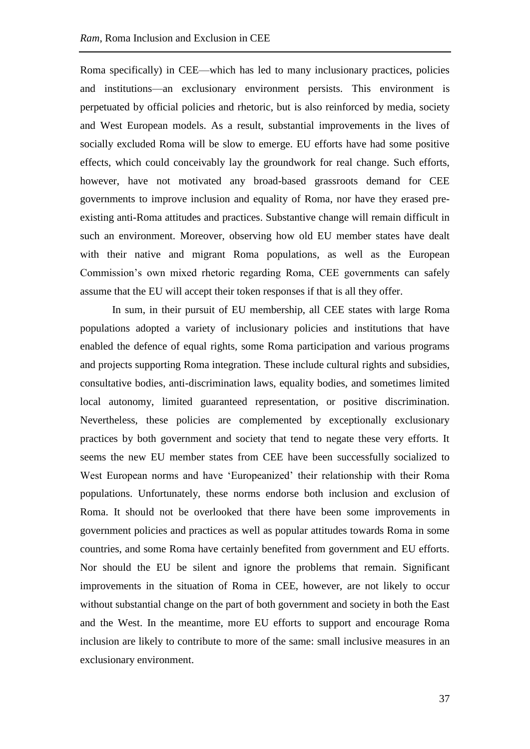Roma specifically) in CEE—which has led to many inclusionary practices, policies and institutions—an exclusionary environment persists. This environment is perpetuated by official policies and rhetoric, but is also reinforced by media, society and West European models. As a result, substantial improvements in the lives of socially excluded Roma will be slow to emerge. EU efforts have had some positive effects, which could conceivably lay the groundwork for real change. Such efforts, however, have not motivated any broad-based grassroots demand for CEE governments to improve inclusion and equality of Roma, nor have they erased pre-existing anti-Roma attitudes and practices. Substantive change will remain difficult in such an environment. Moreover, observing how old EU member states have dealt with their native and migrant Roma populations, as well as the European Commission's own mixed rhetoric regarding Roma, CEE governments can safely assume that the EU will accept their token responses if that is all they offer.

In sum, in their pursuit of EU membership, all CEE states with large Roma populations adopted a variety of inclusionary policies and institutions that have enabled the defence of equal rights, some Roma participation and various programs and projects supporting Roma integration. These include cultural rights and subsidies, consultative bodies, anti-discrimination laws, equality bodies, and sometimes limited local autonomy, limited guaranteed representation, or positive discrimination. Nevertheless, these policies are complemented by exceptionally exclusionary practices by both government and society that tend to negate these very efforts. It seems the new EU member states from CEE have been successfully socialized to West European norms and have 'Europeanized' their relationship with their Roma populations. Unfortunately, these norms endorse both inclusion and exclusion of Roma. It should not be overlooked that there have been some improvements in government policies and practices as well as popular attitudes towards Roma in some countries, and some Roma have certainly benefited from government and EU efforts. Nor should the EU be silent and ignore the problems that remain. Significant improvements in the situation of Roma in CEE, however, are not likely to occur without substantial change on the part of both government and society in both the East and the West. In the meantime, more EU efforts to support and encourage Roma inclusion are likely to contribute to more of the same: small inclusive measures in an exclusionary environment.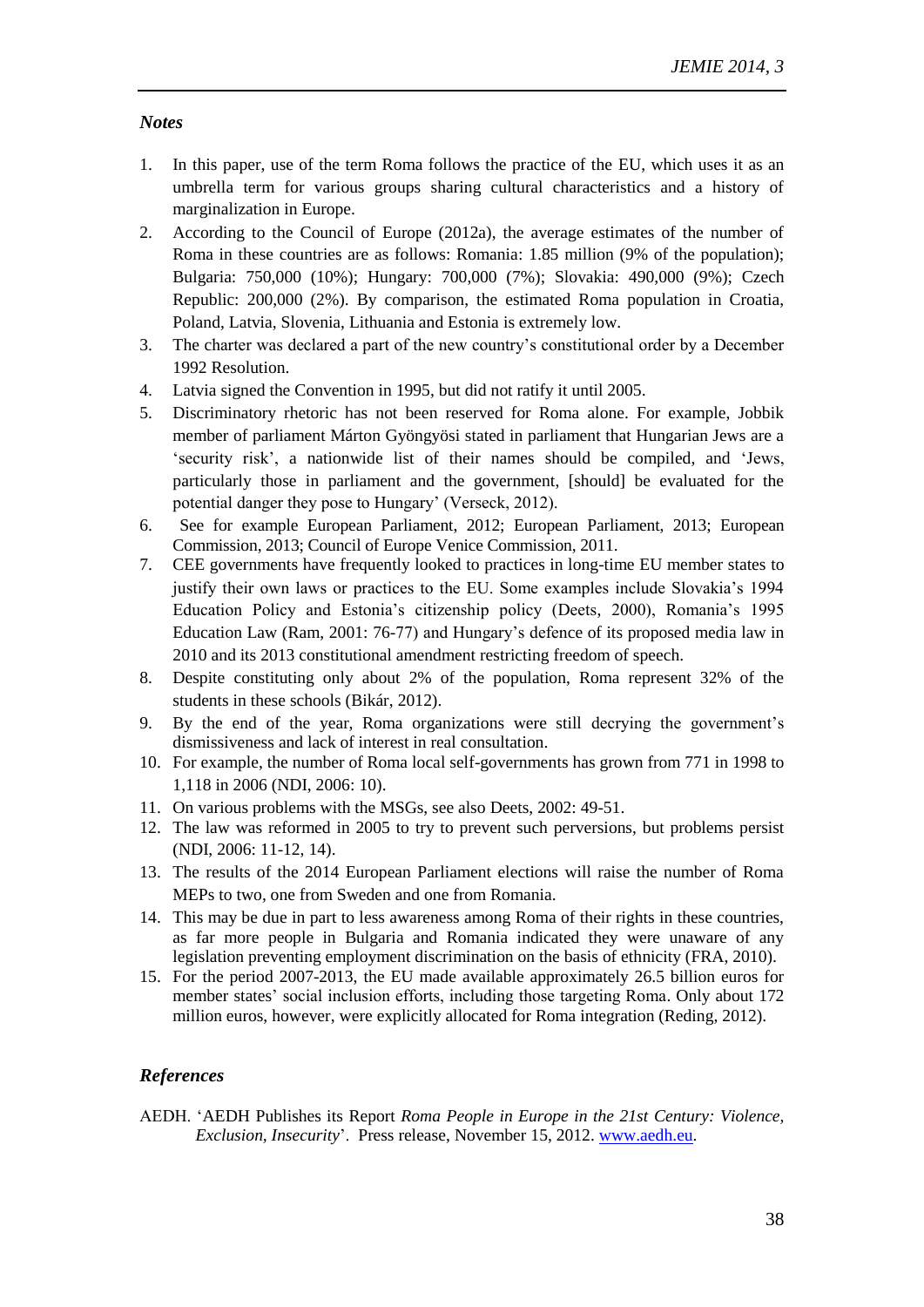### *Notes*

1. In this paper, use of the term Roma follows the practice of the EU, which uses it as an umbrella term for various groups sharing cultural characteristics and a history of marginalization in Europe.
2. According to the Council of Europe (2012a), the average estimates of the number of Roma in these countries are as follows: Romania: 1.85 million (9% of the population); Bulgaria: 750,000 (10%); Hungary: 700,000 (7%); Slovakia: 490,000 (9%); Czech Republic: 200,000 (2%). By comparison, the estimated Roma population in Croatia, Poland, Latvia, Slovenia, Lithuania and Estonia is extremely low.
3. The charter was declared a part of the new country's constitutional order by a December 1992 Resolution.
4. Latvia signed the Convention in 1995, but did not ratify it until 2005.
5. Discriminatory rhetoric has not been reserved for Roma alone. For example, Jobbik member of parliament Márton Gyöngyösi stated in parliament that Hungarian Jews are a 'security risk', a nationwide list of their names should be compiled, and 'Jews, particularly those in parliament and the government, [should] be evaluated for the potential danger they pose to Hungary' (Verseck, 2012).
6. See for example European Parliament, 2012; European Parliament, 2013; European Commission, 2013; Council of Europe Venice Commission, 2011.
7. CEE governments have frequently looked to practices in long-time EU member states to justify their own laws or practices to the EU. Some examples include Slovakia's 1994 Education Policy and Estonia's citizenship policy (Deets, 2000), Romania's 1995 Education Law (Ram, 2001: 76-77) and Hungary's defence of its proposed media law in 2010 and its 2013 constitutional amendment restricting freedom of speech.
8. Despite constituting only about 2% of the population, Roma represent 32% of the students in these schools (Bikár, 2012).
9. By the end of the year, Roma organizations were still decrying the government's dismissiveness and lack of interest in real consultation.
10. For example, the number of Roma local self-governments has grown from 771 in 1998 to 1,118 in 2006 (NDI, 2006: 10).
11. On various problems with the MSGs, see also Deets, 2002: 49-51.
12. The law was reformed in 2005 to try to prevent such perversions, but problems persist (NDI, 2006: 11-12, 14).
13. The results of the 2014 European Parliament elections will raise the number of Roma MEPs to two, one from Sweden and one from Romania.
14. This may be due in part to less awareness among Roma of their rights in these countries, as far more people in Bulgaria and Romania indicated they were unaware of any legislation preventing employment discrimination on the basis of ethnicity (FRA, 2010).
15. For the period 2007-2013, the EU made available approximately 26.5 billion euros for member states' social inclusion efforts, including those targeting Roma. Only about 172 million euros, however, were explicitly allocated for Roma integration (Reding, 2012).

### *References*

AEDH. 'AEDH Publishes its Report *Roma People in Europe in the 21st Century: Violence, Exclusion, Insecurity*'. Press release, November 15, 2012. www.aedh.eu.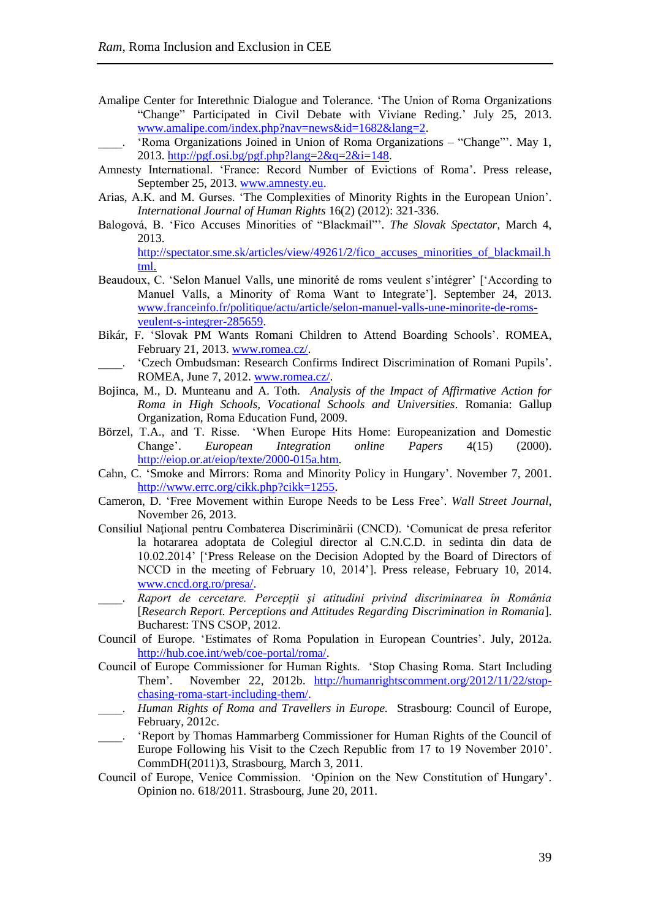Amalipe Center for Interethnic Dialogue and Tolerance. 'The Union of Roma Organizations "Change" Participated in Civil Debate with Viviane Reding.' July 25, 2013. www.amalipe.com/index.php?nav=news&id=1682&lang=2.

____. 'Roma Organizations Joined in Union of Roma Organizations – "Change"'. May 1, 2013. http://pgf.osi.bg/pgf.php?lang=2&q=2&i=148.

Amnesty International. 'France: Record Number of Evictions of Roma'. Press release, September 25, 2013. www.amnesty.eu.

Arias, A.K. and M. Gurses. 'The Complexities of Minority Rights in the European Union'. *International Journal of Human Rights* 16(2) (2012): 321-336.

Balogová, B. 'Fico Accuses Minorities of "Blackmail"'. *The Slovak Spectator*, March 4, 2013. http://spectator.sme.sk/articles/view/49261/2/fico_accuses_minorities_of_blackmail.html.

Beaudoux, C. 'Selon Manuel Valls, une minorité de roms veulent s'intégrer' ['According to Manuel Valls, a Minority of Roma Want to Integrate']. September 24, 2013. www.franceinfo.fr/politique/actu/article/selon-manuel-valls-une-minorite-de-roms-veulent-s-integrer-285659.

Bikár, F. 'Slovak PM Wants Romani Children to Attend Boarding Schools'. ROMEA, February 21, 2013. www.romea.cz/.

____. 'Czech Ombudsman: Research Confirms Indirect Discrimination of Romani Pupils'. ROMEA, June 7, 2012. www.romea.cz/.

Bojinca, M., D. Munteanu and A. Toth. *Analysis of the Impact of Affirmative Action for Roma in High Schools, Vocational Schools and Universities*. Romania: Gallup Organization, Roma Education Fund, 2009.

Börzel, T.A., and T. Risse. 'When Europe Hits Home: Europeanization and Domestic Change'. *European Integration online Papers* 4(15) (2000). http://eiop.or.at/eiop/texte/2000-015a.htm.

Cahn, C. 'Smoke and Mirrors: Roma and Minority Policy in Hungary'. November 7, 2001. http://www.errc.org/cikk.php?cikk=1255.

Cameron, D. 'Free Movement within Europe Needs to be Less Free'. *Wall Street Journal*, November 26, 2013.

Consiliul Național pentru Combaterea Discriminării (CNCD). 'Comunicat de presa referitor la hotararea adoptata de Colegiul director al C.N.C.D. in sedinta din data de 10.02.2014' ['Press Release on the Decision Adopted by the Board of Directors of NCCD in the meeting of February 10, 2014']. Press release, February 10, 2014. www.cncd.org.ro/presa/.

____. *Raport de cercetare. Percepții și atitudini privind discriminarea în România* [*Research Report. Perceptions and Attitudes Regarding Discrimination in Romania*]. Bucharest: TNS CSOP, 2012.

Council of Europe. 'Estimates of Roma Population in European Countries'. July, 2012a. http://hub.coe.int/web/coe-portal/roma/.

Council of Europe Commissioner for Human Rights. 'Stop Chasing Roma. Start Including Them'. November 22, 2012b. http://humanrightscomment.org/2012/11/22/stop-chasing-roma-start-including-them/.

____. *Human Rights of Roma and Travellers in Europe.* Strasbourg: Council of Europe, February, 2012c.

____. 'Report by Thomas Hammarberg Commissioner for Human Rights of the Council of Europe Following his Visit to the Czech Republic from 17 to 19 November 2010'. CommDH(2011)3, Strasbourg, March 3, 2011.

Council of Europe, Venice Commission. 'Opinion on the New Constitution of Hungary'. Opinion no. 618/2011. Strasbourg, June 20, 2011.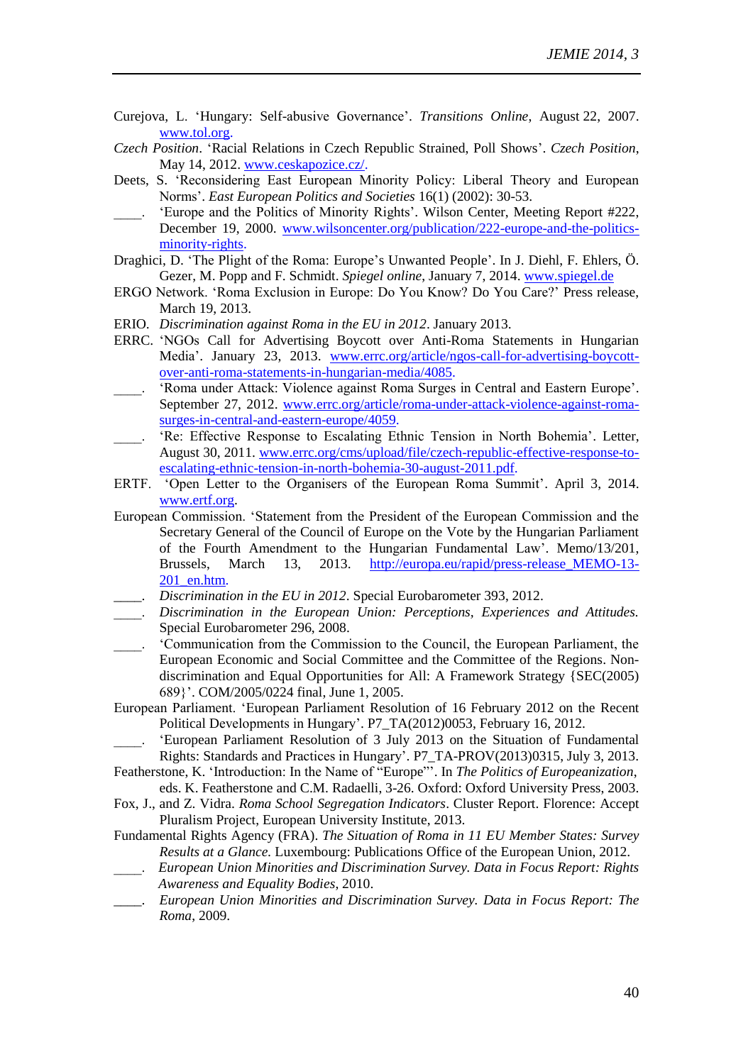Curejova, L. 'Hungary: Self-abusive Governance'. *Transitions Online*, August 22, 2007. www.tol.org.

*Czech Position*. 'Racial Relations in Czech Republic Strained, Poll Shows'. *Czech Position*, May 14, 2012. www.ceskapozice.cz/.

Deets, S. 'Reconsidering East European Minority Policy: Liberal Theory and European Norms'. *East European Politics and Societies* 16(1) (2002): 30-53.

____. 'Europe and the Politics of Minority Rights'. Wilson Center, Meeting Report #222, December 19, 2000. www.wilsoncenter.org/publication/222-europe-and-the-politics-minority-rights.

Draghici, D. 'The Plight of the Roma: Europe's Unwanted People'. In J. Diehl, F. Ehlers, Ö. Gezer, M. Popp and F. Schmidt. *Spiegel online*, January 7, 2014. www.spiegel.de

ERGO Network. 'Roma Exclusion in Europe: Do You Know? Do You Care?' Press release, March 19, 2013.

ERIO. *Discrimination against Roma in the EU in 2012*. January 2013.

ERRC. 'NGOs Call for Advertising Boycott over Anti-Roma Statements in Hungarian Media'. January 23, 2013. www.errc.org/article/ngos-call-for-advertising-boycott-over-anti-roma-statements-in-hungarian-media/4085.

____. 'Roma under Attack: Violence against Roma Surges in Central and Eastern Europe'. September 27, 2012. www.errc.org/article/roma-under-attack-violence-against-roma-surges-in-central-and-eastern-europe/4059.

____. 'Re: Effective Response to Escalating Ethnic Tension in North Bohemia'. Letter, August 30, 2011. www.errc.org/cms/upload/file/czech-republic-effective-response-to-escalating-ethnic-tension-in-north-bohemia-30-august-2011.pdf.

ERTF. 'Open Letter to the Organisers of the European Roma Summit'. April 3, 2014. www.ertf.org.

European Commission. 'Statement from the President of the European Commission and the Secretary General of the Council of Europe on the Vote by the Hungarian Parliament of the Fourth Amendment to the Hungarian Fundamental Law'. Memo/13/201, Brussels, March 13, 2013. http://europa.eu/rapid/press-release_MEMO-13-201_en.htm.

____. *Discrimination in the EU in 2012*. Special Eurobarometer 393, 2012.

____. *Discrimination in the European Union: Perceptions, Experiences and Attitudes.* Special Eurobarometer 296, 2008.

____. 'Communication from the Commission to the Council, the European Parliament, the European Economic and Social Committee and the Committee of the Regions. Non-discrimination and Equal Opportunities for All: A Framework Strategy {SEC(2005) 689}'. COM/2005/0224 final, June 1, 2005.

European Parliament. 'European Parliament Resolution of 16 February 2012 on the Recent Political Developments in Hungary'. P7_TA(2012)0053, February 16, 2012.

____. 'European Parliament Resolution of 3 July 2013 on the Situation of Fundamental Rights: Standards and Practices in Hungary'. P7_TA-PROV(2013)0315, July 3, 2013.

Featherstone, K. 'Introduction: In the Name of "Europe"'. In *The Politics of Europeanization*, eds. K. Featherstone and C.M. Radaelli, 3-26. Oxford: Oxford University Press, 2003.

Fox, J., and Z. Vidra. *Roma School Segregation Indicators*. Cluster Report. Florence: Accept Pluralism Project, European University Institute, 2013.

Fundamental Rights Agency (FRA). *The Situation of Roma in 11 EU Member States: Survey Results at a Glance.* Luxembourg: Publications Office of the European Union, 2012.

____. *European Union Minorities and Discrimination Survey. Data in Focus Report: Rights Awareness and Equality Bodies*, 2010.

____. *European Union Minorities and Discrimination Survey. Data in Focus Report: The Roma*, 2009.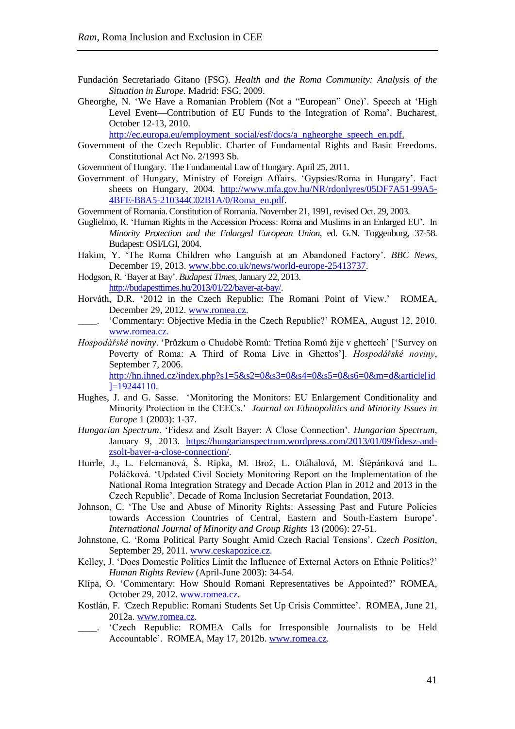Fundación Secretariado Gitano (FSG). *Health and the Roma Community: Analysis of the Situation in Europe*. Madrid: FSG, 2009.

Gheorghe, N. 'We Have a Romanian Problem (Not a "European" One)'. Speech at 'High Level Event—Contribution of EU Funds to the Integration of Roma'. Bucharest, October 12-13, 2010. http://ec.europa.eu/employment_social/esf/docs/a_ngheorghe_speech_en.pdf.

Government of the Czech Republic. Charter of Fundamental Rights and Basic Freedoms. Constitutional Act No. 2/1993 Sb.

Government of Hungary. The Fundamental Law of Hungary. April 25, 2011.

Government of Hungary, Ministry of Foreign Affairs. 'Gypsies/Roma in Hungary'. Fact sheets on Hungary, 2004. http://www.mfa.gov.hu/NR/rdonlyres/05DF7A51-99A5-4BFE-B8A5-210344C02B1A/0/Roma_en.pdf.

Government of Romania. Constitution of Romania. November 21, 1991, revised Oct. 29, 2003.

Guglielmo, R. 'Human Rights in the Accession Process: Roma and Muslims in an Enlarged EU'. In *Minority Protection and the Enlarged European Union*, ed. G.N. Toggenburg, 37-58. Budapest: OSI/LGI, 2004.

Hakim, Y. 'The Roma Children who Languish at an Abandoned Factory'. *BBC News*, December 19, 2013. www.bbc.co.uk/news/world-europe-25413737.

Hodgson, R. 'Bayer at Bay'. *Budapest Times*, January 22, 2013. http://budapesttimes.hu/2013/01/22/bayer-at-bay/.

Horváth, D.R. '2012 in the Czech Republic: The Romani Point of View.' ROMEA, December 29, 2012. www.romea.cz.

____. 'Commentary: Objective Media in the Czech Republic?' ROMEA, August 12, 2010. www.romea.cz.

*Hospodářské noviny*. 'Průzkum o Chudobě Romů: Třetina Romů žije v ghettech' ['Survey on Poverty of Roma: A Third of Roma Live in Ghettos']. *Hospodářské noviny*, September 7, 2006. http://hn.ihned.cz/index.php?s1=5&s2=0&s3=0&s4=0&s5=0&s6=0&m=d&article[id]=19244110.

Hughes, J. and G. Sasse. 'Monitoring the Monitors: EU Enlargement Conditionality and Minority Protection in the CEECs.' *Journal on Ethnopolitics and Minority Issues in Europe* 1 (2003): 1-37.

*Hungarian Spectrum*. 'Fidesz and Zsolt Bayer: A Close Connection'. *Hungarian Spectrum*, January 9, 2013. https://hungarianspectrum.wordpress.com/2013/01/09/fidesz-and-zsolt-bayer-a-close-connection/.

Hurrle, J., L. Felcmanová, Š. Ripka, M. Brož, L. Otáhalová, M. Štěpánková and L. Poláčková. 'Updated Civil Society Monitoring Report on the Implementation of the National Roma Integration Strategy and Decade Action Plan in 2012 and 2013 in the Czech Republic'. Decade of Roma Inclusion Secretariat Foundation, 2013.

Johnson, C. 'The Use and Abuse of Minority Rights: Assessing Past and Future Policies towards Accession Countries of Central, Eastern and South-Eastern Europe'. *International Journal of Minority and Group Rights* 13 (2006): 27-51.

Johnstone, C. 'Roma Political Party Sought Amid Czech Racial Tensions'. *Czech Position*, September 29, 2011. www.ceskapozice.cz.

Kelley, J. 'Does Domestic Politics Limit the Influence of External Actors on Ethnic Politics?' *Human Rights Review* (April-June 2003): 34-54.

Klípa, O. 'Commentary: How Should Romani Representatives be Appointed?' ROMEA, October 29, 2012. www.romea.cz.

Kostlán, F. 'Czech Republic: Romani Students Set Up Crisis Committee'. ROMEA, June 21, 2012a. www.romea.cz.

____. 'Czech Republic: ROMEA Calls for Irresponsible Journalists to be Held Accountable'. ROMEA, May 17, 2012b. www.romea.cz.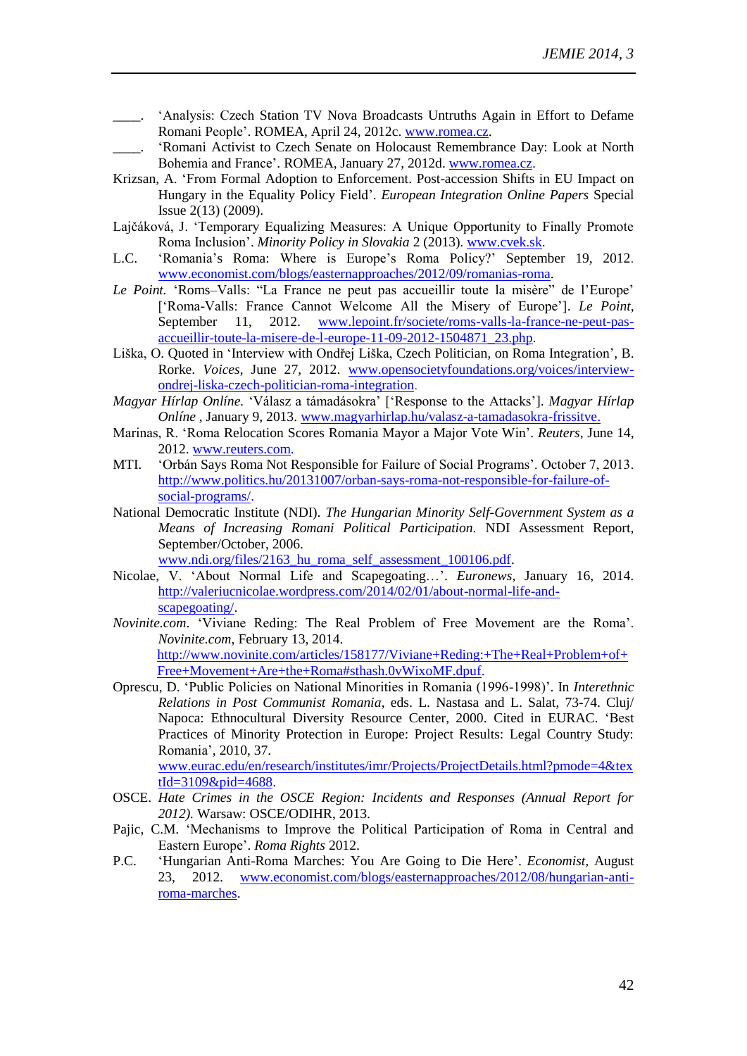\_\_\_\_. 'Analysis: Czech Station TV Nova Broadcasts Untruths Again in Effort to Defame Romani People'. ROMEA, April 24, 2012c. www.romea.cz.

\_\_\_\_. 'Romani Activist to Czech Senate on Holocaust Remembrance Day: Look at North Bohemia and France'. ROMEA, January 27, 2012d. www.romea.cz.

Krizsan, A. 'From Formal Adoption to Enforcement. Post-accession Shifts in EU Impact on Hungary in the Equality Policy Field'. *European Integration Online Papers* Special Issue 2(13) (2009).

Lajčáková, J. 'Temporary Equalizing Measures: A Unique Opportunity to Finally Promote Roma Inclusion'. *Minority Policy in Slovakia* 2 (2013). www.cvek.sk.

L.C. 'Romania's Roma: Where is Europe's Roma Policy?' September 19, 2012. www.economist.com/blogs/easternapproaches/2012/09/romanias-roma.

*Le Point.* 'Roms–Valls: "La France ne peut pas accueillir toute la misère" de l'Europe' ['Roma-Valls: France Cannot Welcome All the Misery of Europe']. *Le Point*, September 11, 2012. www.lepoint.fr/societe/roms-valls-la-france-ne-peut-pas-accueillir-toute-la-misere-de-l-europe-11-09-2012-1504871_23.php.

Liška, O. Quoted in 'Interview with Ondřej Liška, Czech Politician, on Roma Integration', B. Rorke. *Voices*, June 27, 2012. www.opensocietyfoundations.org/voices/interview-ondrej-liska-czech-politician-roma-integration.

*Magyar Hírlap Onlíne.* 'Válasz a támadásokra' ['Response to the Attacks']. *Magyar Hírlap Onlíne* , January 9, 2013. www.magyarhirlap.hu/valasz-a-tamadasokra-frissitve.

Marinas, R. 'Roma Relocation Scores Romania Mayor a Major Vote Win'. *Reuters*, June 14, 2012. www.reuters.com.

MTI. 'Orbán Says Roma Not Responsible for Failure of Social Programs'. October 7, 2013. http://www.politics.hu/20131007/orban-says-roma-not-responsible-for-failure-of-social-programs/.

National Democratic Institute (NDI). *The Hungarian Minority Self-Government System as a Means of Increasing Romani Political Participation*. NDI Assessment Report, September/October, 2006. www.ndi.org/files/2163_hu_roma_self_assessment_100106.pdf.

Nicolae, V. 'About Normal Life and Scapegoating…'. *Euronews*, January 16, 2014. http://valeriucnicolae.wordpress.com/2014/02/01/about-normal-life-and-scapegoating/.

*Novinite.com*. 'Viviane Reding: The Real Problem of Free Movement are the Roma'. *Novinite.com*, February 13, 2014. http://www.novinite.com/articles/158177/Viviane+Reding:+The+Real+Problem+of+Free+Movement+Are+the+Roma#sthash.0vWixoMF.dpuf.

Oprescu, D. 'Public Policies on National Minorities in Romania (1996-1998)'. In *Interethnic Relations in Post Communist Romania*, eds. L. Nastasa and L. Salat, 73-74. Cluj/Napoca: Ethnocultural Diversity Resource Center, 2000. Cited in EURAC. 'Best Practices of Minority Protection in Europe: Project Results: Legal Country Study: Romania', 2010, 37. www.eurac.edu/en/research/institutes/imr/Projects/ProjectDetails.html?pmode=4&textId=3109&pid=4688.

OSCE. *Hate Crimes in the OSCE Region: Incidents and Responses (Annual Report for 2012).* Warsaw: OSCE/ODIHR, 2013.

Pajic, C.M. 'Mechanisms to Improve the Political Participation of Roma in Central and Eastern Europe'. *Roma Rights* 2012.

P.C. 'Hungarian Anti-Roma Marches: You Are Going to Die Here'. *Economist,* August 23, 2012. www.economist.com/blogs/easternapproaches/2012/08/hungarian-anti-roma-marches.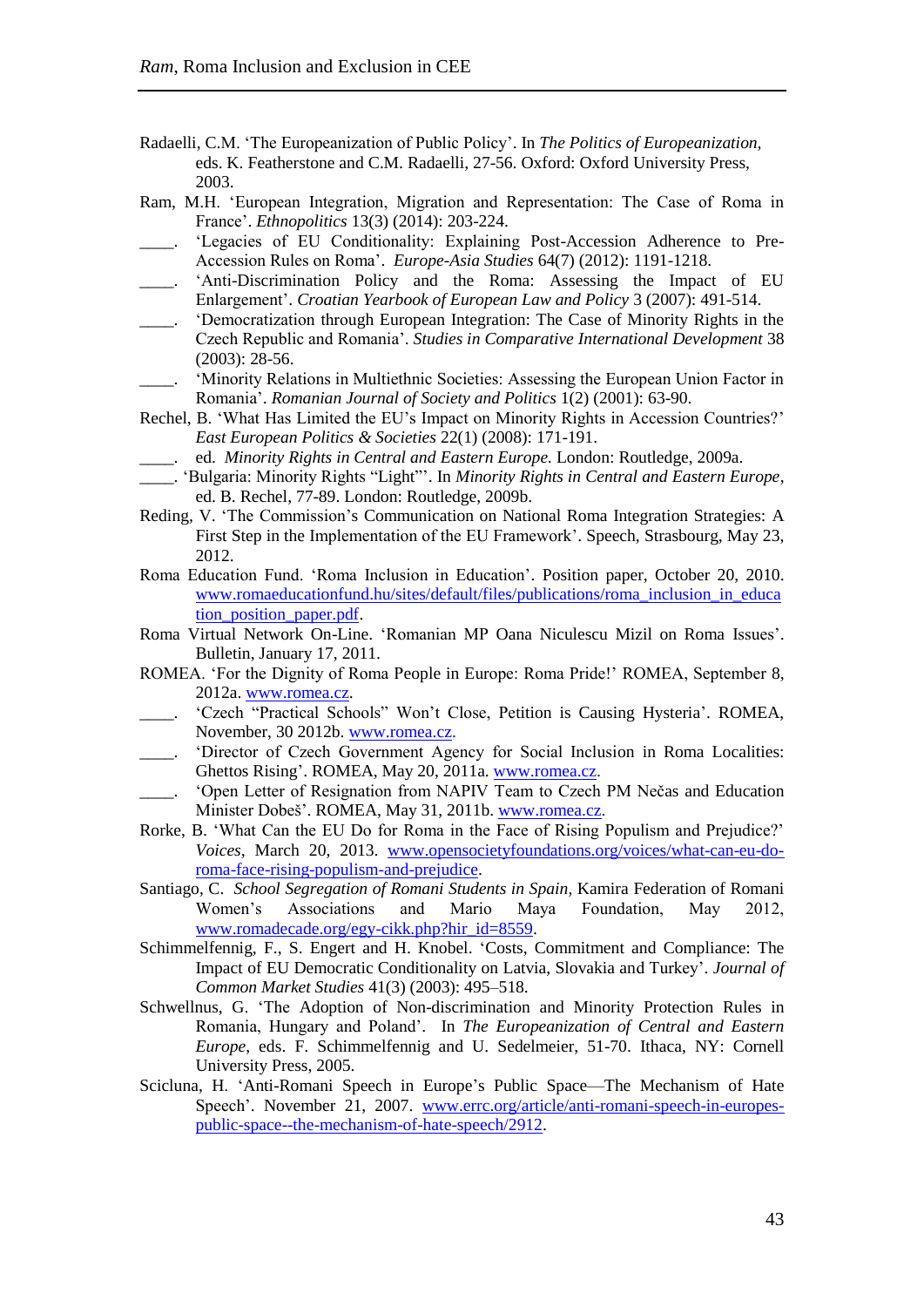Radaelli, C.M. 'The Europeanization of Public Policy'. In *The Politics of Europeanization,* eds. K. Featherstone and C.M. Radaelli, 27-56. Oxford: Oxford University Press, 2003.

Ram, M.H. 'European Integration, Migration and Representation: The Case of Roma in France'. *Ethnopolitics* 13(3) (2014): 203-224.

____. 'Legacies of EU Conditionality: Explaining Post-Accession Adherence to Pre-Accession Rules on Roma'. *Europe-Asia Studies* 64(7) (2012): 1191-1218.

____. 'Anti-Discrimination Policy and the Roma: Assessing the Impact of EU Enlargement'. *Croatian Yearbook of European Law and Policy* 3 (2007): 491-514.

____. 'Democratization through European Integration: The Case of Minority Rights in the Czech Republic and Romania'. *Studies in Comparative International Development* 38 (2003): 28-56.

____. 'Minority Relations in Multiethnic Societies: Assessing the European Union Factor in Romania'. *Romanian Journal of Society and Politics* 1(2) (2001): 63-90.

Rechel, B. 'What Has Limited the EU's Impact on Minority Rights in Accession Countries?' *East European Politics & Societies* 22(1) (2008): 171-191.

____. ed. *Minority Rights in Central and Eastern Europe.* London: Routledge, 2009a.

____. 'Bulgaria: Minority Rights "Light"'. In *Minority Rights in Central and Eastern Europe*, ed. B. Rechel, 77-89. London: Routledge, 2009b.

Reding, V. 'The Commission's Communication on National Roma Integration Strategies: A First Step in the Implementation of the EU Framework'. Speech, Strasbourg, May 23, 2012.

Roma Education Fund. 'Roma Inclusion in Education'. Position paper, October 20, 2010. www.romaeducationfund.hu/sites/default/files/publications/roma_inclusion_in_education_position_paper.pdf.

Roma Virtual Network On-Line. 'Romanian MP Oana Niculescu Mizil on Roma Issues'. Bulletin, January 17, 2011.

ROMEA. 'For the Dignity of Roma People in Europe: Roma Pride!' ROMEA, September 8, 2012a. www.romea.cz.

____. 'Czech "Practical Schools" Won't Close, Petition is Causing Hysteria'. ROMEA, November, 30 2012b. www.romea.cz.

____. 'Director of Czech Government Agency for Social Inclusion in Roma Localities: Ghettos Rising'. ROMEA, May 20, 2011a. www.romea.cz.

____. 'Open Letter of Resignation from NAPIV Team to Czech PM Nečas and Education Minister Dobeš'. ROMEA, May 31, 2011b. www.romea.cz.

Rorke, B. 'What Can the EU Do for Roma in the Face of Rising Populism and Prejudice?' *Voices,* March 20, 2013. www.opensocietyfoundations.org/voices/what-can-eu-do-roma-face-rising-populism-and-prejudice.

Santiago, C. *School Segregation of Romani Students in Spain*, Kamira Federation of Romani Women's Associations and Mario Maya Foundation, May 2012, www.romadecade.org/egy-cikk.php?hir_id=8559.

Schimmelfennig, F., S. Engert and H. Knobel. 'Costs, Commitment and Compliance: The Impact of EU Democratic Conditionality on Latvia, Slovakia and Turkey'. *Journal of Common Market Studies* 41(3) (2003): 495–518.

Schwellnus, G. 'The Adoption of Non-discrimination and Minority Protection Rules in Romania, Hungary and Poland'. In *The Europeanization of Central and Eastern Europe*, eds. F. Schimmelfennig and U. Sedelmeier, 51-70. Ithaca, NY: Cornell University Press, 2005.

Scicluna, H. 'Anti-Romani Speech in Europe's Public Space—The Mechanism of Hate Speech'. November 21, 2007. www.errc.org/article/anti-romani-speech-in-europes-public-space--the-mechanism-of-hate-speech/2912.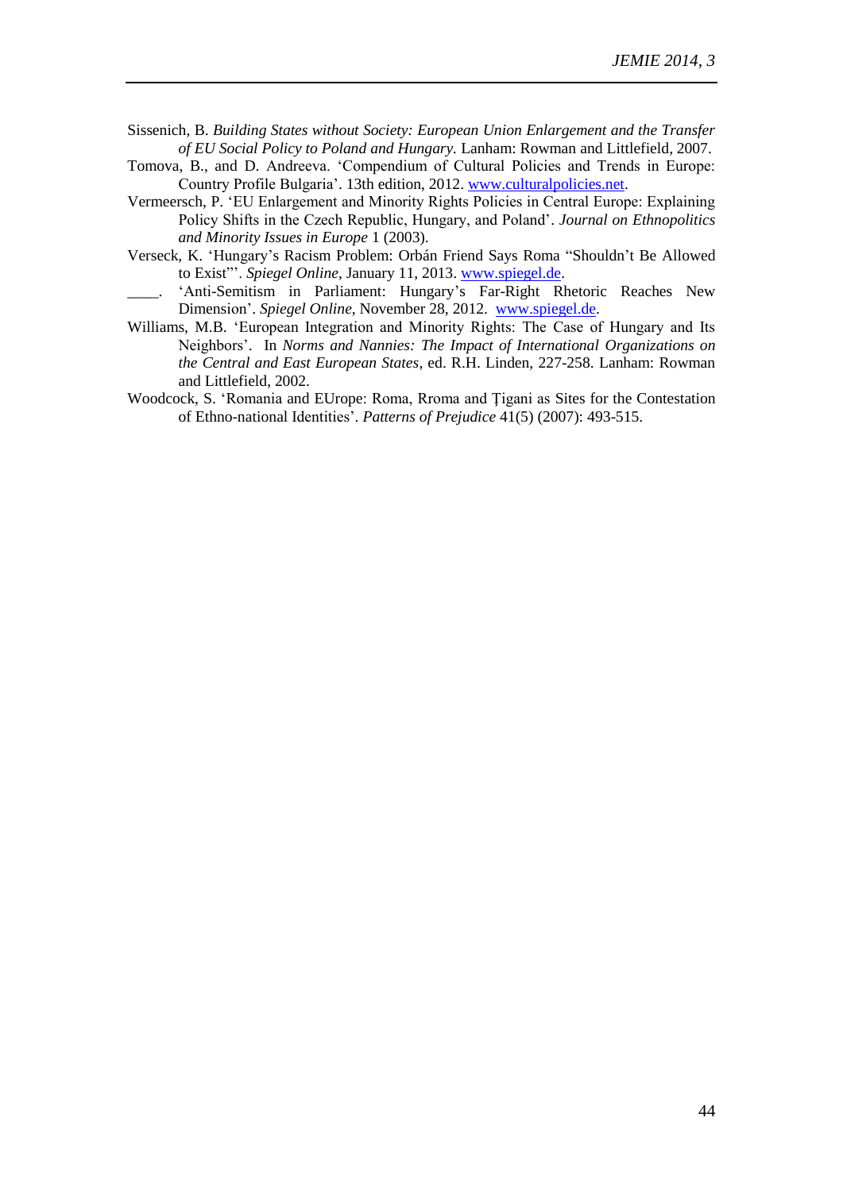Sissenich, B. *Building States without Society: European Union Enlargement and the Transfer of EU Social Policy to Poland and Hungary*. Lanham: Rowman and Littlefield, 2007.

Tomova, B., and D. Andreeva. 'Compendium of Cultural Policies and Trends in Europe: Country Profile Bulgaria'. 13th edition, 2012. www.culturalpolicies.net.

Vermeersch, P. 'EU Enlargement and Minority Rights Policies in Central Europe: Explaining Policy Shifts in the Czech Republic, Hungary, and Poland'. *Journal on Ethnopolitics and Minority Issues in Europe* 1 (2003).

Verseck, K. 'Hungary's Racism Problem: Orbán Friend Says Roma "Shouldn't Be Allowed to Exist"'. *Spiegel Online*, January 11, 2013. www.spiegel.de.

____. 'Anti-Semitism in Parliament: Hungary's Far-Right Rhetoric Reaches New Dimension'. *Spiegel Online*, November 28, 2012. www.spiegel.de.

Williams, M.B. 'European Integration and Minority Rights: The Case of Hungary and Its Neighbors'. In *Norms and Nannies: The Impact of International Organizations on the Central and East European States*, ed. R.H. Linden, 227-258. Lanham: Rowman and Littlefield, 2002.

Woodcock, S. 'Romania and EUrope: Roma, Rroma and Ţigani as Sites for the Contestation of Ethno-national Identities'. *Patterns of Prejudice* 41(5) (2007): 493-515.